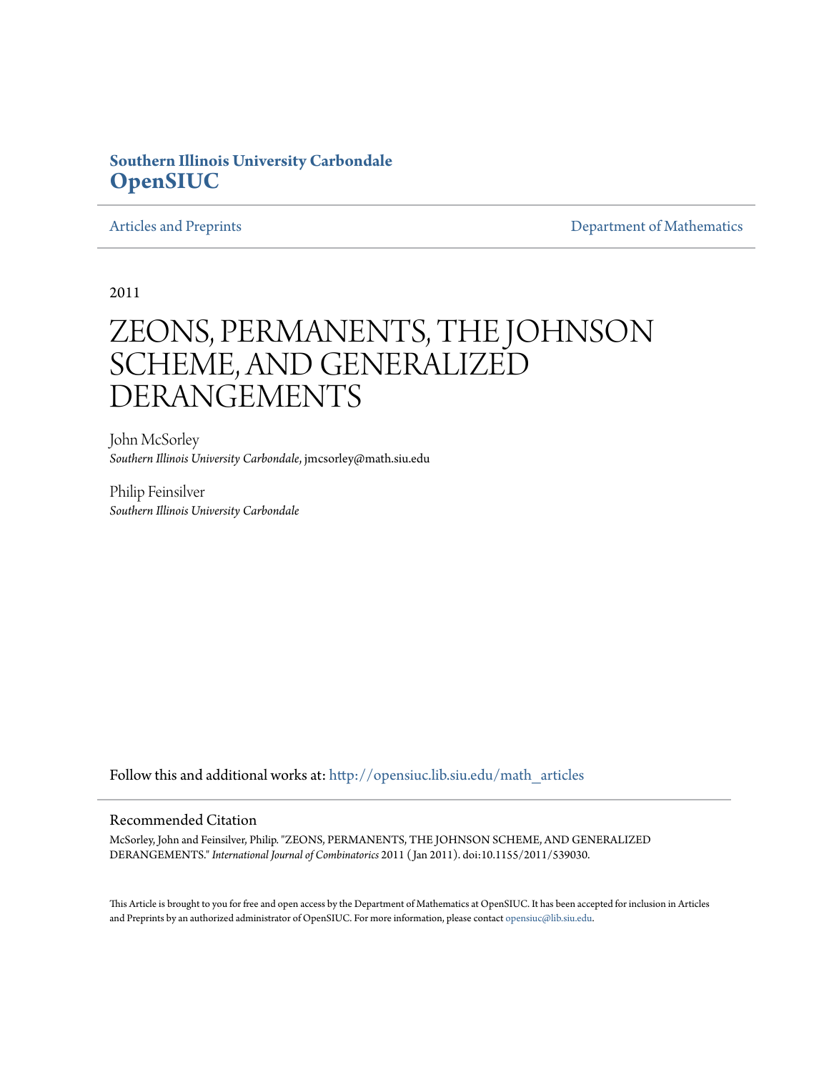**Southern Illinois University Carbondale**
**OpenSIUC**

Articles and Preprints | Department of Mathematics

2011

# ZEONS, PERMANENTS, THE JOHNSON SCHEME, AND GENERALIZED DERANGEMENTS

John McSorley
*Southern Illinois University Carbondale*, jmcsorley@math.siu.edu

Philip Feinsilver
*Southern Illinois University Carbondale*

Follow this and additional works at: http://opensiuc.lib.siu.edu/math_articles

## Recommended Citation

McSorley, John and Feinsilver, Philip. "ZEONS, PERMANENTS, THE JOHNSON SCHEME, AND GENERALIZED DERANGEMENTS." *International Journal of Combinatorics* 2011 (Jan 2011). doi:10.1155/2011/539030.

This Article is brought to you for free and open access by the Department of Mathematics at OpenSIUC. It has been accepted for inclusion in Articles and Preprints by an authorized administrator of OpenSIUC. For more information, please contact opensiuc@lib.siu.edu.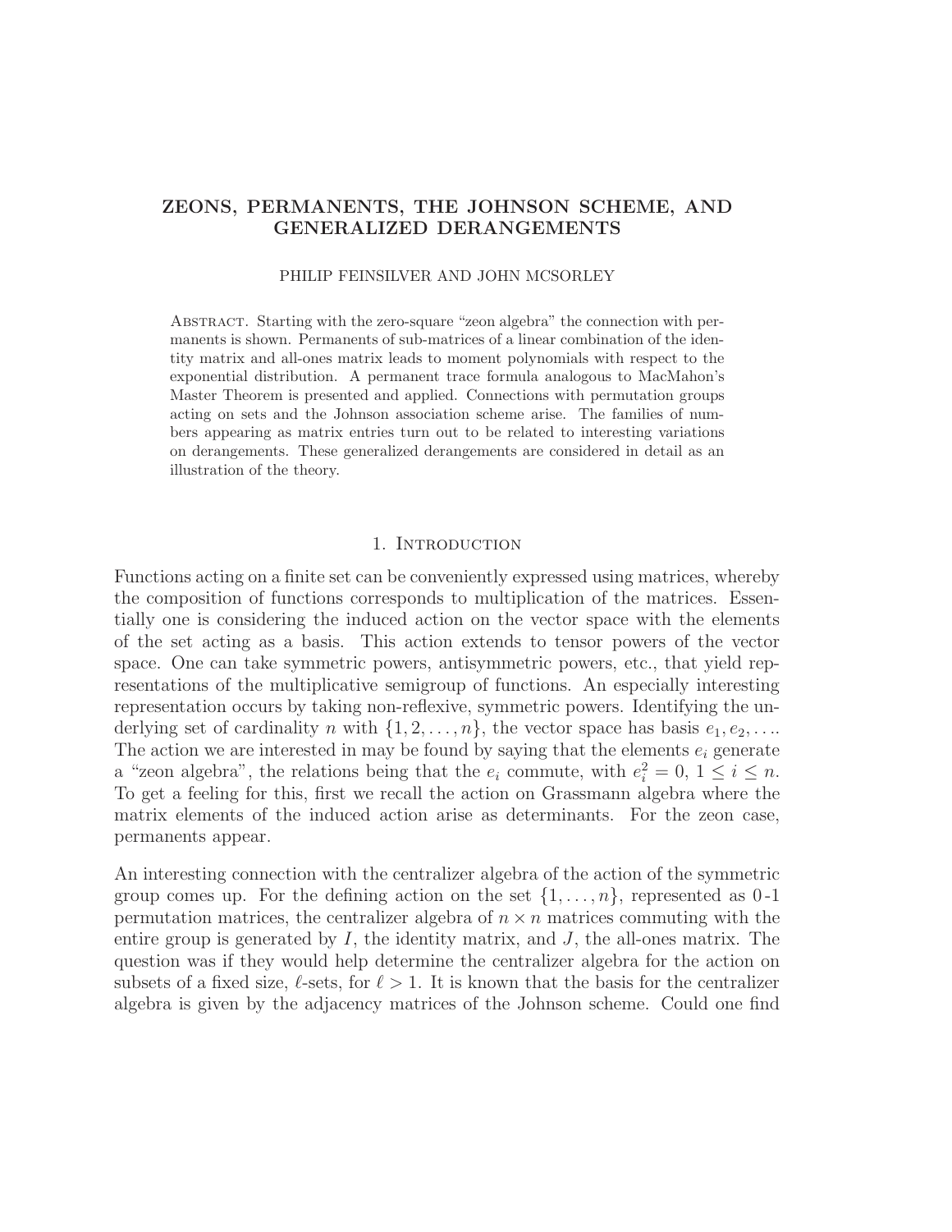# ZEONS, PERMANENTS, THE JOHNSON SCHEME, AND GENERALIZED DERANGEMENTS

PHILIP FEINSILVER AND JOHN MCSORLEY

Abstract. Starting with the zero-square "zeon algebra" the connection with permanents is shown. Permanents of sub-matrices of a linear combination of the identity matrix and all-ones matrix leads to moment polynomials with respect to the exponential distribution. A permanent trace formula analogous to MacMahon's Master Theorem is presented and applied. Connections with permutation groups acting on sets and the Johnson association scheme arise. The families of numbers appearing as matrix entries turn out to be related to interesting variations on derangements. These generalized derangements are considered in detail as an illustration of the theory.

## 1. Introduction

Functions acting on a finite set can be conveniently expressed using matrices, whereby the composition of functions corresponds to multiplication of the matrices. Essentially one is considering the induced action on the vector space with the elements of the set acting as a basis. This action extends to tensor powers of the vector space. One can take symmetric powers, antisymmetric powers, etc., that yield representations of the multiplicative semigroup of functions. An especially interesting representation occurs by taking non-reflexive, symmetric powers. Identifying the underlying set of cardinality $n$ with $\{1, 2, \ldots, n\}$, the vector space has basis $e_1, e_2, \ldots$. The action we are interested in may be found by saying that the elements $e_i$ generate a "zeon algebra", the relations being that the $e_i$ commute, with $e_i^2 = 0$, $1 \leq i \leq n$. To get a feeling for this, first we recall the action on Grassmann algebra where the matrix elements of the induced action arise as determinants. For the zeon case, permanents appear.

An interesting connection with the centralizer algebra of the action of the symmetric group comes up. For the defining action on the set $\{1, \ldots, n\}$, represented as 0-1 permutation matrices, the centralizer algebra of $n \times n$ matrices commuting with the entire group is generated by $I$, the identity matrix, and $J$, the all-ones matrix. The question was if they would help determine the centralizer algebra for the action on subsets of a fixed size, $\ell$-sets, for $\ell > 1$. It is known that the basis for the centralizer algebra is given by the adjacency matrices of the Johnson scheme. Could one find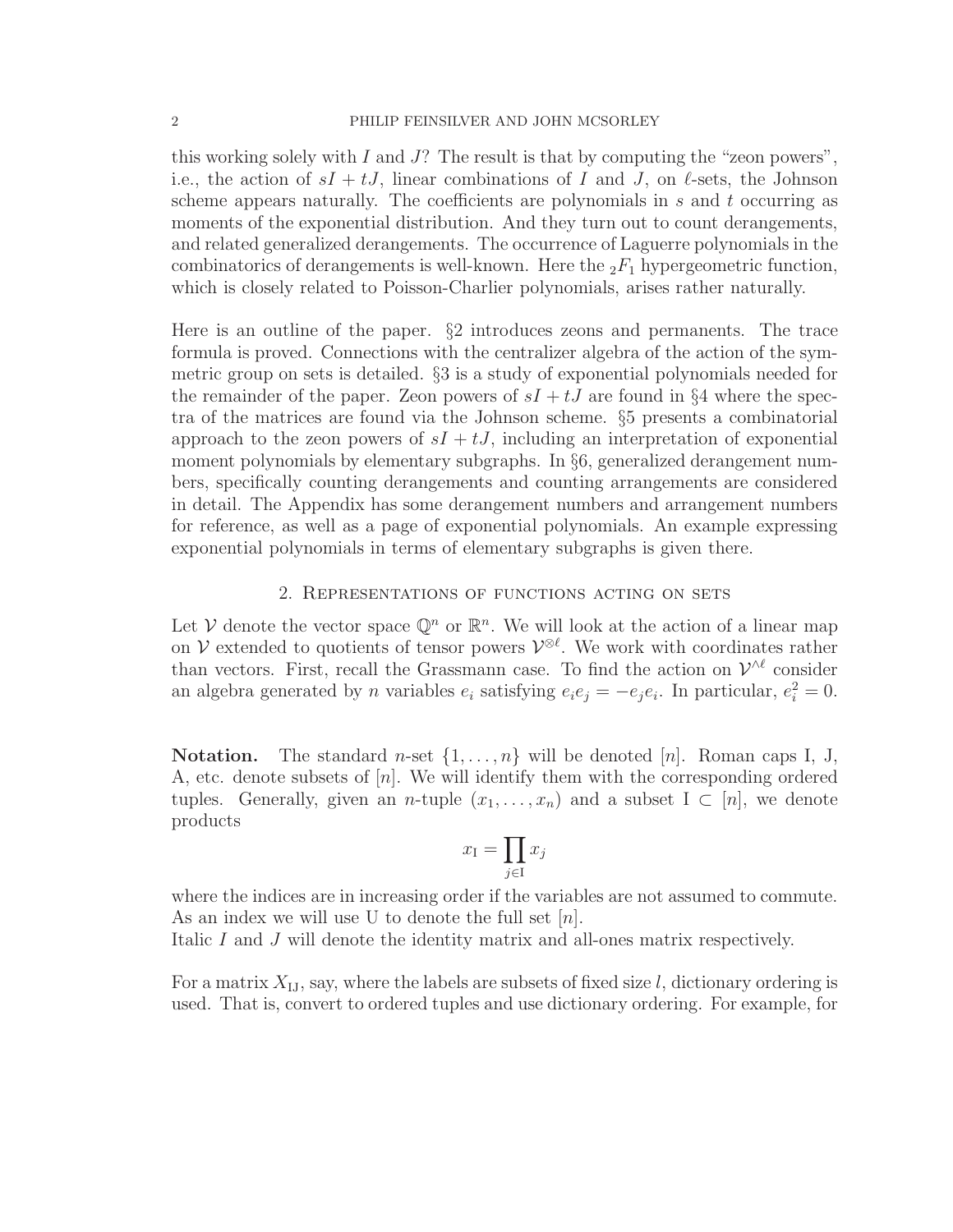this working solely with $I$ and $J$? The result is that by computing the "zeon powers", i.e., the action of $sI + tJ$, linear combinations of $I$ and $J$, on $\ell$-sets, the Johnson scheme appears naturally. The coefficients are polynomials in $s$ and $t$ occurring as moments of the exponential distribution. And they turn out to count derangements, and related generalized derangements. The occurrence of Laguerre polynomials in the combinatorics of derangements is well-known. Here the ${}_2F_1$ hypergeometric function, which is closely related to Poisson-Charlier polynomials, arises rather naturally.

Here is an outline of the paper. §2 introduces zeons and permanents. The trace formula is proved. Connections with the centralizer algebra of the action of the symmetric group on sets is detailed. §3 is a study of exponential polynomials needed for the remainder of the paper. Zeon powers of $sI + tJ$ are found in §4 where the spectra of the matrices are found via the Johnson scheme. §5 presents a combinatorial approach to the zeon powers of $sI + tJ$, including an interpretation of exponential moment polynomials by elementary subgraphs. In §6, generalized derangement numbers, specifically counting derangements and counting arrangements are considered in detail. The Appendix has some derangement numbers and arrangement numbers for reference, as well as a page of exponential polynomials. An example expressing exponential polynomials in terms of elementary subgraphs is given there.

## 2. Representations of functions acting on sets

Let $\mathcal{V}$ denote the vector space $\mathbb{Q}^n$ or $\mathbb{R}^n$. We will look at the action of a linear map on $\mathcal{V}$ extended to quotients of tensor powers $\mathcal{V}^{\otimes \ell}$. We work with coordinates rather than vectors. First, recall the Grassmann case. To find the action on $\mathcal{V}^{\wedge \ell}$ consider an algebra generated by $n$ variables $e_i$ satisfying $e_i e_j = -e_j e_i$. In particular, $e_i^2 = 0$.

**Notation.** The standard $n$-set $\{1, \ldots, n\}$ will be denoted $[n]$. Roman caps I, J, A, etc. denote subsets of $[n]$. We will identify them with the corresponding ordered tuples. Generally, given an $n$-tuple $(x_1, \ldots, x_n)$ and a subset $\mathrm{I} \subset [n]$, we denote products

$$x_{\mathrm{I}} = \prod_{j \in \mathrm{I}} x_j$$

where the indices are in increasing order if the variables are not assumed to commute. As an index we will use U to denote the full set $[n]$.
Italic $I$ and $J$ will denote the identity matrix and all-ones matrix respectively.

For a matrix $X_{\mathrm{IJ}}$, say, where the labels are subsets of fixed size $l$, dictionary ordering is used. That is, convert to ordered tuples and use dictionary ordering. For example, for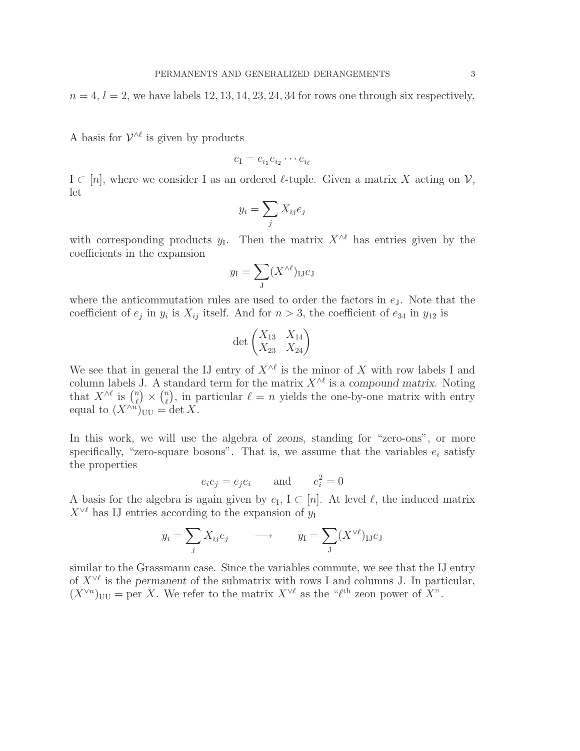$n = 4$, $l = 2$, we have labels 12, 13, 14, 23, 24, 34 for rows one through six respectively.

A basis for $\mathcal{V}^{\wedge\ell}$ is given by products

$$e_{\rm I} = e_{i_1} e_{i_2} \cdots e_{i_\ell}$$

${\rm I} \subset [n]$, where we consider I as an ordered $\ell$-tuple. Given a matrix $X$ acting on $\mathcal{V}$, let

$$y_i = \sum_j X_{ij} e_j$$

with corresponding products $y_{\rm I}$. Then the matrix $X^{\wedge\ell}$ has entries given by the coefficients in the expansion

$$y_{\rm I} = \sum_{\rm J} (X^{\wedge\ell})_{\rm IJ} e_{\rm J}$$

where the anticommutation rules are used to order the factors in $e_{\rm J}$. Note that the coefficient of $e_j$ in $y_i$ is $X_{ij}$ itself. And for $n > 3$, the coefficient of $e_{34}$ in $y_{12}$ is

$$\det \begin{pmatrix} X_{13} & X_{14} \\ X_{23} & X_{24} \end{pmatrix}$$

We see that in general the IJ entry of $X^{\wedge\ell}$ is the minor of $X$ with row labels I and column labels J. A standard term for the matrix $X^{\wedge\ell}$ is a *compound matrix*. Noting that $X^{\wedge\ell}$ is $\binom{n}{\ell} \times \binom{n}{\ell}$, in particular $\ell = n$ yields the one-by-one matrix with entry equal to $(X^{\wedge n})_{\rm UU} = \det X$.

In this work, we will use the algebra of *zeons*, standing for "zero-ons", or more specifically, "zero-square bosons". That is, we assume that the variables $e_i$ satisfy the properties

$$e_i e_j = e_j e_i \qquad \text{and} \qquad e_i^2 = 0$$

A basis for the algebra is again given by $e_{\rm I}$, ${\rm I} \subset [n]$. At level $\ell$, the induced matrix $X^{\vee\ell}$ has IJ entries according to the expansion of $y_{\rm I}$

$$y_i = \sum_j X_{ij} e_j \qquad \longrightarrow \qquad y_{\rm I} = \sum_{\rm J} (X^{\vee\ell})_{\rm IJ} e_{\rm J}$$

similar to the Grassmann case. Since the variables commute, we see that the IJ entry of $X^{\vee\ell}$ is the *permanent* of the submatrix with rows I and columns J. In particular, $(X^{\vee n})_{\rm UU} = \operatorname{per} X$. We refer to the matrix $X^{\vee\ell}$ as the "$\ell^{\rm th}$ zeon power of $X$".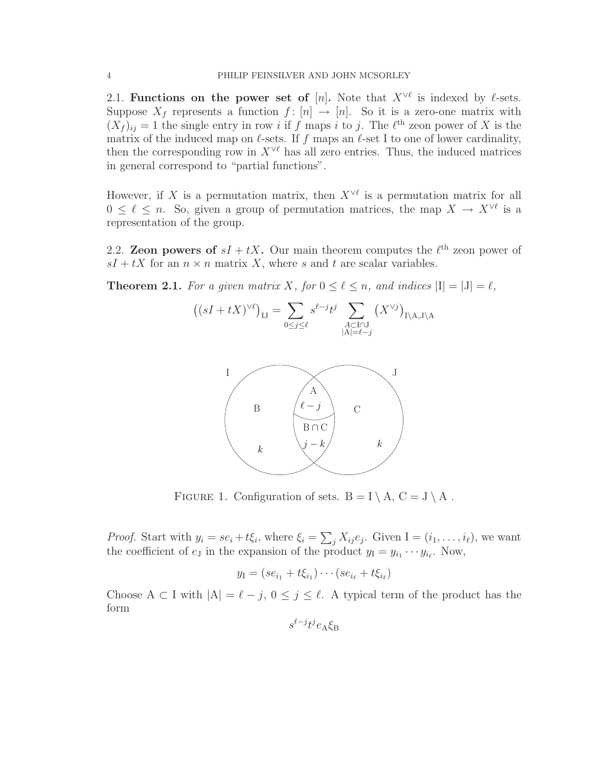**2.1. Functions on the power set of $[n]$.** Note that $X^{\vee \ell}$ is indexed by $\ell$-sets. Suppose $X_f$ represents a function $f\colon [n] \to [n]$. So it is a zero-one matrix with $(X_f)_{ij} = 1$ the single entry in row $i$ if $f$ maps $i$ to $j$. The $\ell^{\text{th}}$ zeon power of $X$ is the matrix of the induced map on $\ell$-sets. If $f$ maps an $\ell$-set I to one of lower cardinality, then the corresponding row in $X^{\vee \ell}$ has all zero entries. Thus, the induced matrices in general correspond to "partial functions".

However, if $X$ is a permutation matrix, then $X^{\vee \ell}$ is a permutation matrix for all $0 \le \ell \le n$. So, given a group of permutation matrices, the map $X \to X^{\vee \ell}$ is a representation of the group.

**2.2. Zeon powers of $sI + tX$.** Our main theorem computes the $\ell^{\text{th}}$ zeon power of $sI + tX$ for an $n \times n$ matrix $X$, where $s$ and $t$ are scalar variables.

**Theorem 2.1.** *For a given matrix $X$, for $0 \le \ell \le n$, and indices $|\mathrm{I}| = |\mathrm{J}| = \ell$,*

$$\left((sI + tX)^{\vee \ell}\right)_{\mathrm{IJ}} = \sum_{0 \le j \le \ell} s^{\ell - j} t^j \sum_{\substack{A \subset \mathrm{I} \cap \mathrm{J} \\ |\mathrm{A}| = \ell - j}} \left(X^{\vee j}\right)_{\mathrm{I}\setminus\mathrm{A},\mathrm{J}\setminus\mathrm{A}}$$

I J A $\ell - j$ B C $\mathrm{B} \cap \mathrm{C}$ $j - k$ $k$ $k$

Figure 1. Configuration of sets. $\mathrm{B} = \mathrm{I} \setminus \mathrm{A}$, $\mathrm{C} = \mathrm{J} \setminus \mathrm{A}$ .

*Proof.* Start with $y_i = se_i + t\xi_i$, where $\xi_i = \sum_j X_{ij} e_j$. Given $\mathrm{I} = (i_1, \ldots, i_\ell)$, we want the coefficient of $e_{\mathrm{J}}$ in the expansion of the product $y_{\mathrm{I}} = y_{i_1} \cdots y_{i_\ell}$. Now,

$$y_{\mathrm{I}} = (se_{i_1} + t\xi_{i_1}) \cdots (se_{i_\ell} + t\xi_{i_\ell})$$

Choose $\mathrm{A} \subset \mathrm{I}$ with $|\mathrm{A}| = \ell - j$, $0 \le j \le \ell$. A typical term of the product has the form

$$s^{\ell - j} t^j e_{\mathrm{A}} \xi_{\mathrm{B}}$$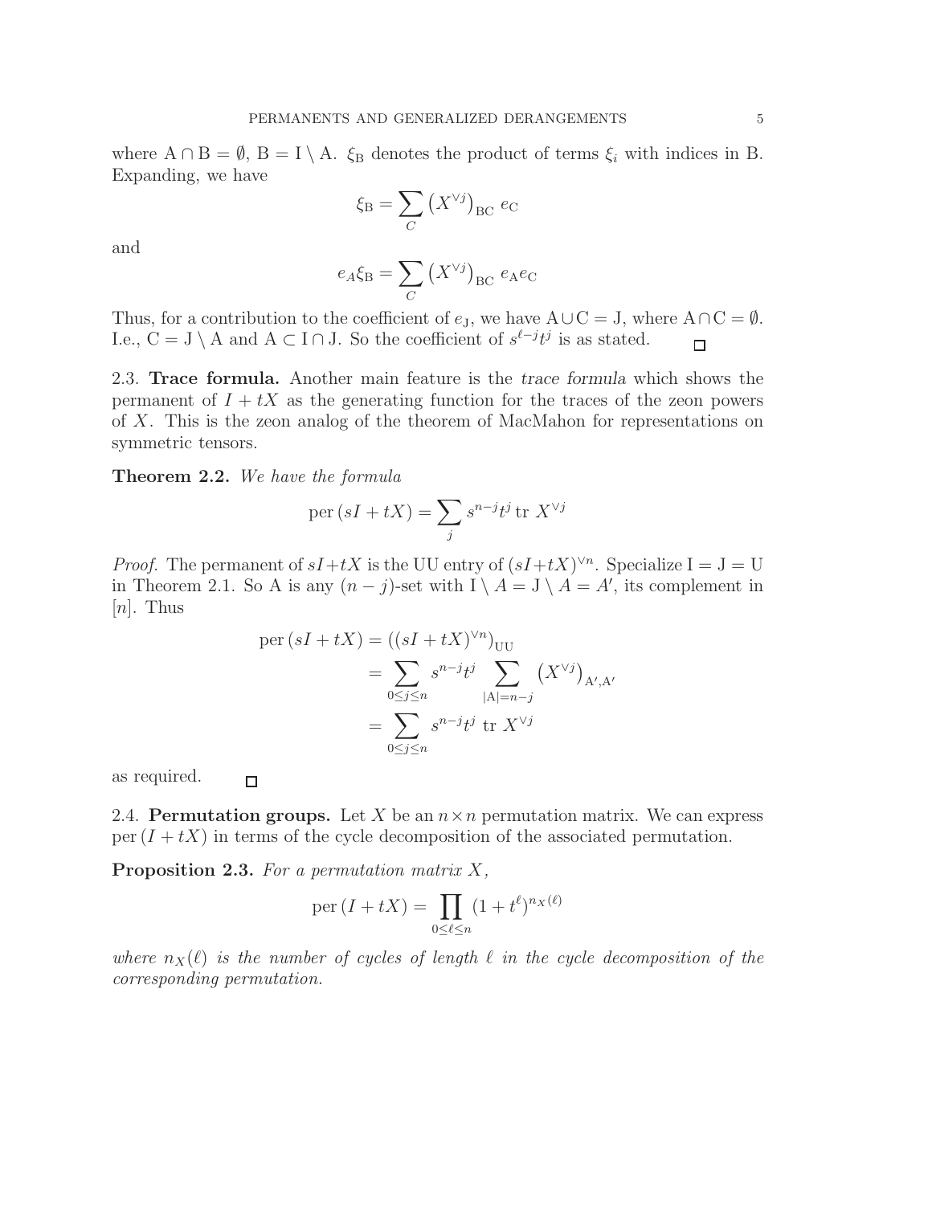where $\mathrm{A} \cap \mathrm{B} = \emptyset$, $\mathrm{B} = \mathrm{I} \setminus \mathrm{A}$. $\xi_{\mathrm{B}}$ denotes the product of terms $\xi_i$ with indices in B. Expanding, we have

$$\xi_{\mathrm{B}} = \sum_{C} \left(X^{\vee j}\right)_{\mathrm{BC}} e_{\mathrm{C}}$$

and

$$e_A \xi_{\mathrm{B}} = \sum_{C} \left(X^{\vee j}\right)_{\mathrm{BC}} e_{\mathrm{A}} e_{\mathrm{C}}$$

Thus, for a contribution to the coefficient of $e_{\mathrm{J}}$, we have $\mathrm{A} \cup \mathrm{C} = \mathrm{J}$, where $\mathrm{A} \cap \mathrm{C} = \emptyset$. I.e., $\mathrm{C} = \mathrm{J} \setminus \mathrm{A}$ and $\mathrm{A} \subset \mathrm{I} \cap \mathrm{J}$. So the coefficient of $s^{\ell-j}t^j$ is as stated. $\square$

**2.3. Trace formula.** Another main feature is the *trace formula* which shows the permanent of $I + tX$ as the generating function for the traces of the zeon powers of $X$. This is the zeon analog of the theorem of MacMahon for representations on symmetric tensors.

**Theorem 2.2.** *We have the formula*

$$\mathrm{per}\,(sI + tX) = \sum_{j} s^{n-j} t^j \,\mathrm{tr}\; X^{\vee j}$$

*Proof.* The permanent of $sI+tX$ is the UU entry of $(sI+tX)^{\vee n}$. Specialize $\mathrm{I} = \mathrm{J} = \mathrm{U}$ in Theorem 2.1. So A is any $(n-j)$-set with $\mathrm{I} \setminus A = \mathrm{J} \setminus A = A'$, its complement in $[n]$. Thus

$$\begin{aligned}
\mathrm{per}\,(sI + tX) &= \left((sI + tX)^{\vee n}\right)_{\mathrm{UU}} \\
&= \sum_{0 \le j \le n} s^{n-j} t^j \sum_{|\mathrm{A}| = n-j} \left(X^{\vee j}\right)_{\mathrm{A}',\mathrm{A}'} \\
&= \sum_{0 \le j \le n} s^{n-j} t^j \;\mathrm{tr}\; X^{\vee j}
\end{aligned}$$

as required. $\square$

**2.4. Permutation groups.** Let $X$ be an $n \times n$ permutation matrix. We can express $\mathrm{per}\,(I + tX)$ in terms of the cycle decomposition of the associated permutation.

**Proposition 2.3.** *For a permutation matrix $X$,*

$$\mathrm{per}\,(I + tX) = \prod_{0 \le \ell \le n} (1 + t^\ell)^{n_X(\ell)}$$

*where $n_X(\ell)$ is the number of cycles of length $\ell$ in the cycle decomposition of the corresponding permutation.*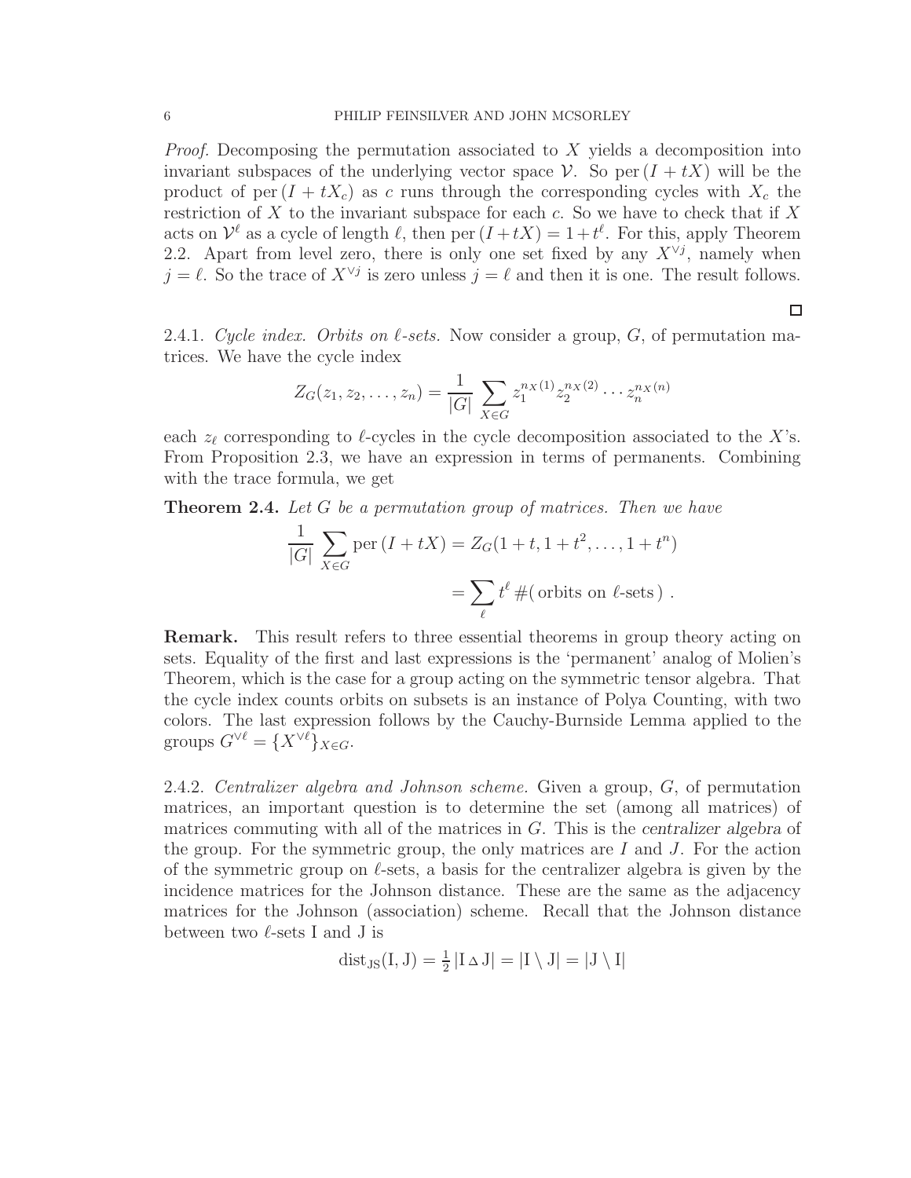*Proof.* Decomposing the permutation associated to $X$ yields a decomposition into invariant subspaces of the underlying vector space $\mathcal{V}$. So $\mathrm{per}\,(I + tX)$ will be the product of $\mathrm{per}\,(I + tX_c)$ as $c$ runs through the corresponding cycles with $X_c$ the restriction of $X$ to the invariant subspace for each $c$. So we have to check that if $X$ acts on $\mathcal{V}^\ell$ as a cycle of length $\ell$, then $\mathrm{per}\,(I+tX) = 1+t^\ell$. For this, apply Theorem 2.2. Apart from level zero, there is only one set fixed by any $X^{\vee j}$, namely when $j = \ell$. So the trace of $X^{\vee j}$ is zero unless $j = \ell$ and then it is one. The result follows.

□

2.4.1. *Cycle index. Orbits on $\ell$-sets.* Now consider a group, $G$, of permutation matrices. We have the cycle index

$$Z_G(z_1, z_2, \ldots, z_n) = \frac{1}{|G|} \sum_{X \in G} z_1^{n_X(1)} z_2^{n_X(2)} \cdots z_n^{n_X(n)}$$

each $z_\ell$ corresponding to $\ell$-cycles in the cycle decomposition associated to the $X$'s. From Proposition 2.3, we have an expression in terms of permanents. Combining with the trace formula, we get

**Theorem 2.4.** *Let $G$ be a permutation group of matrices. Then we have*

$$\frac{1}{|G|} \sum_{X \in G} \mathrm{per}\,(I + tX) = Z_G(1+t, 1+t^2, \ldots, 1+t^n)$$

$$= \sum_\ell t^\ell \,\#(\text{ orbits on } \ell\text{-sets })\ .$$

**Remark.** This result refers to three essential theorems in group theory acting on sets. Equality of the first and last expressions is the 'permanent' analog of Molien's Theorem, which is the case for a group acting on the symmetric tensor algebra. That the cycle index counts orbits on subsets is an instance of Polya Counting, with two colors. The last expression follows by the Cauchy-Burnside Lemma applied to the groups $G^{\vee \ell} = \{X^{\vee \ell}\}_{X \in G}$.

2.4.2. *Centralizer algebra and Johnson scheme.* Given a group, $G$, of permutation matrices, an important question is to determine the set (among all matrices) of matrices commuting with all of the matrices in $G$. This is the *centralizer algebra* of the group. For the symmetric group, the only matrices are $I$ and $J$. For the action of the symmetric group on $\ell$-sets, a basis for the centralizer algebra is given by the incidence matrices for the Johnson distance. These are the same as the adjacency matrices for the Johnson (association) scheme. Recall that the Johnson distance between two $\ell$-sets I and J is

$$\mathrm{dist}_{\mathrm{JS}}(\mathrm{I}, \mathrm{J}) = \tfrac{1}{2}\, |\mathrm{I} \vartriangle \mathrm{J}| = |\mathrm{I} \setminus \mathrm{J}| = |\mathrm{J} \setminus \mathrm{I}|$$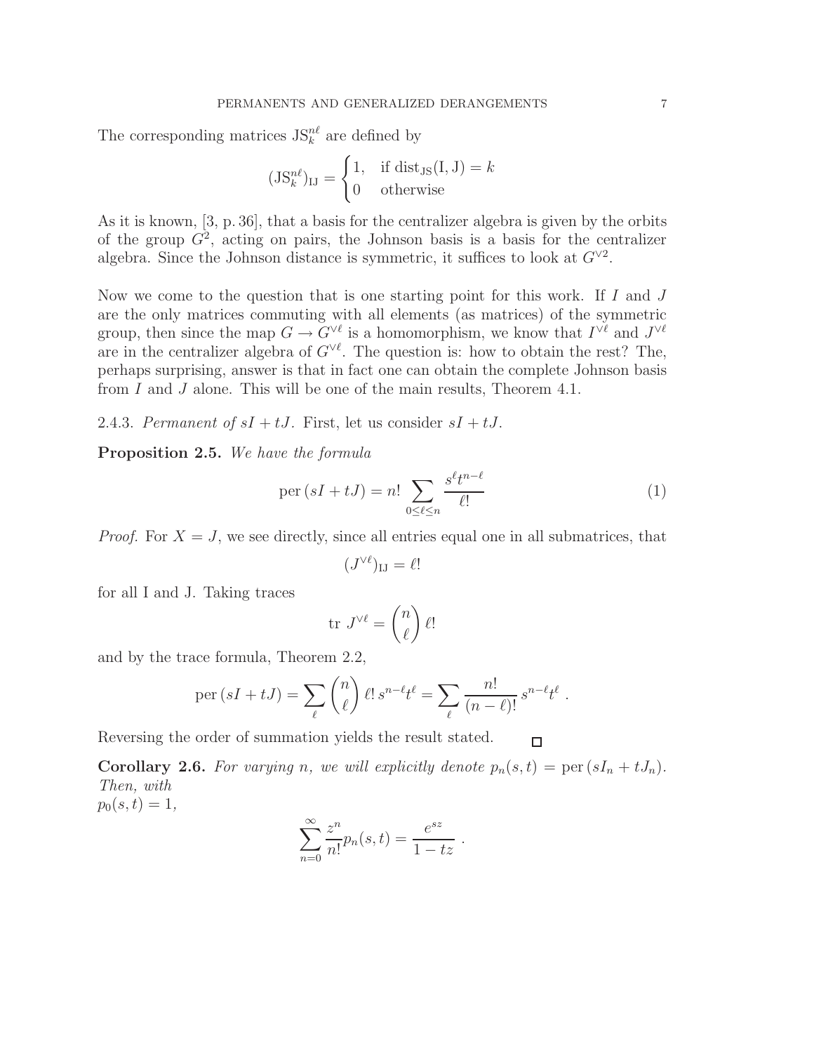The corresponding matrices $\mathrm{JS}_k^{n\ell}$ are defined by

$$(\mathrm{JS}_k^{n\ell})_{\mathrm{IJ}} = \begin{cases} 1, & \text{if } \mathrm{dist}_{\mathrm{JS}}(\mathrm{I}, \mathrm{J}) = k \\ 0 & \text{otherwise} \end{cases}$$

As it is known, [3, p. 36], that a basis for the centralizer algebra is given by the orbits of the group $G^2$, acting on pairs, the Johnson basis is a basis for the centralizer algebra. Since the Johnson distance is symmetric, it suffices to look at $G^{\vee 2}$.

Now we come to the question that is one starting point for this work. If $I$ and $J$ are the only matrices commuting with all elements (as matrices) of the symmetric group, then since the map $G \to G^{\vee \ell}$ is a homomorphism, we know that $I^{\vee \ell}$ and $J^{\vee \ell}$ are in the centralizer algebra of $G^{\vee \ell}$. The question is: how to obtain the rest? The, perhaps surprising, answer is that in fact one can obtain the complete Johnson basis from $I$ and $J$ alone. This will be one of the main results, Theorem 4.1.

2.4.3. *Permanent of $sI + tJ$.* First, let us consider $sI + tJ$.

**Proposition 2.5.** *We have the formula*

$$\mathrm{per}\,(sI + tJ) = n! \sum_{0 \le \ell \le n} \frac{s^\ell t^{n-\ell}}{\ell!} \tag{1}$$

*Proof.* For $X = J$, we see directly, since all entries equal one in all submatrices, that

$$(J^{\vee \ell})_{\mathrm{IJ}} = \ell!$$

for all I and J. Taking traces

$$\mathrm{tr}\ J^{\vee \ell} = \binom{n}{\ell} \ell!$$

and by the trace formula, Theorem 2.2,

$$\mathrm{per}\,(sI + tJ) = \sum_\ell \binom{n}{\ell} \ell!\, s^{n-\ell} t^\ell = \sum_\ell \frac{n!}{(n-\ell)!}\, s^{n-\ell} t^\ell\ .$$

Reversing the order of summation yields the result stated. □

**Corollary 2.6.** *For varying n, we will explicitly denote $p_n(s,t) = \mathrm{per}\,(sI_n + tJ_n)$. Then, with*
$p_0(s,t) = 1$,

$$\sum_{n=0}^{\infty} \frac{z^n}{n!} p_n(s,t) = \frac{e^{sz}}{1 - tz}\ .$$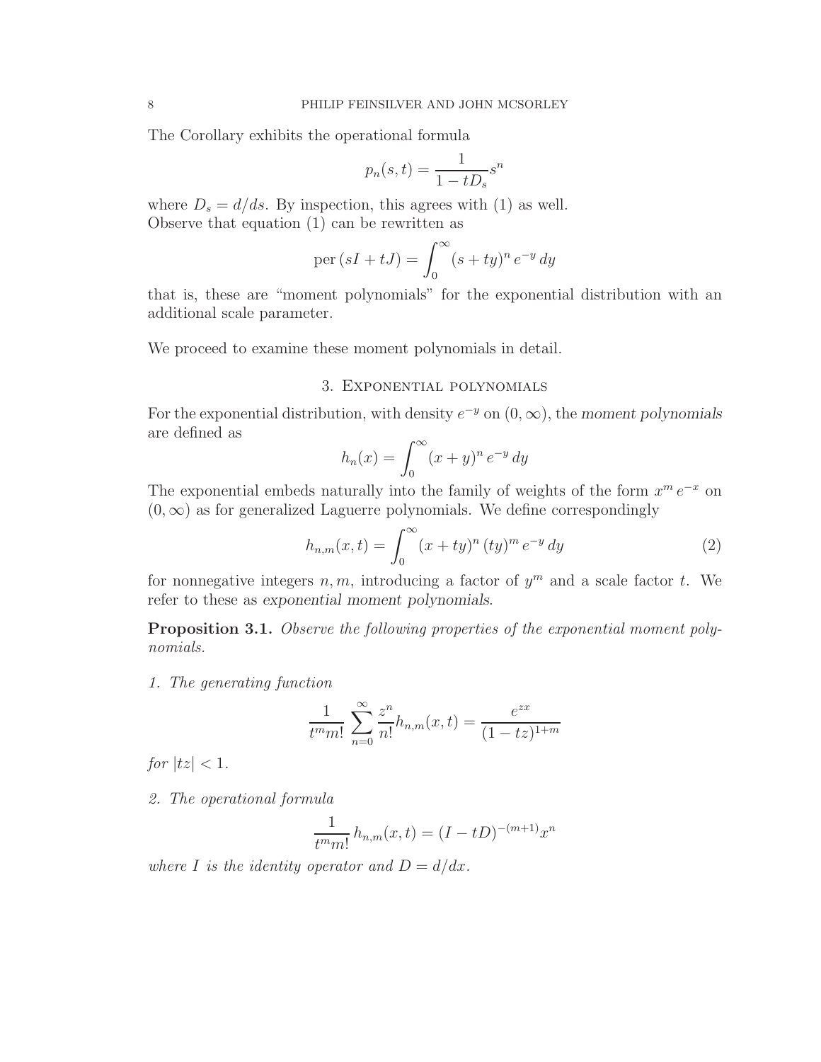The Corollary exhibits the operational formula

$$p_n(s,t) = \frac{1}{1 - tD_s} s^n$$

where $D_s = d/ds$. By inspection, this agrees with (1) as well.
Observe that equation (1) can be rewritten as

$$\operatorname{per}(sI + tJ) = \int_0^\infty (s + ty)^n \, e^{-y} \, dy$$

that is, these are "moment polynomials" for the exponential distribution with an additional scale parameter.

We proceed to examine these moment polynomials in detail.

## 3. Exponential polynomials

For the exponential distribution, with density $e^{-y}$ on $(0, \infty)$, the *moment polynomials* are defined as

$$h_n(x) = \int_0^\infty (x + y)^n \, e^{-y} \, dy$$

The exponential embeds naturally into the family of weights of the form $x^m \, e^{-x}$ on $(0, \infty)$ as for generalized Laguerre polynomials. We define correspondingly

$$h_{n,m}(x,t) = \int_0^\infty (x + ty)^n \, (ty)^m \, e^{-y} \, dy \tag{2}$$

for nonnegative integers $n, m$, introducing a factor of $y^m$ and a scale factor $t$. We refer to these as *exponential moment polynomials*.

**Proposition 3.1.** *Observe the following properties of the exponential moment polynomials.*

*1. The generating function*

$$\frac{1}{t^m m!} \sum_{n=0}^\infty \frac{z^n}{n!} h_{n,m}(x,t) = \frac{e^{zx}}{(1 - tz)^{1+m}}$$

*for* $|tz| < 1$.

*2. The operational formula*

$$\frac{1}{t^m m!} \, h_{n,m}(x,t) = (I - tD)^{-(m+1)} x^n$$

*where $I$ is the identity operator and $D = d/dx$.*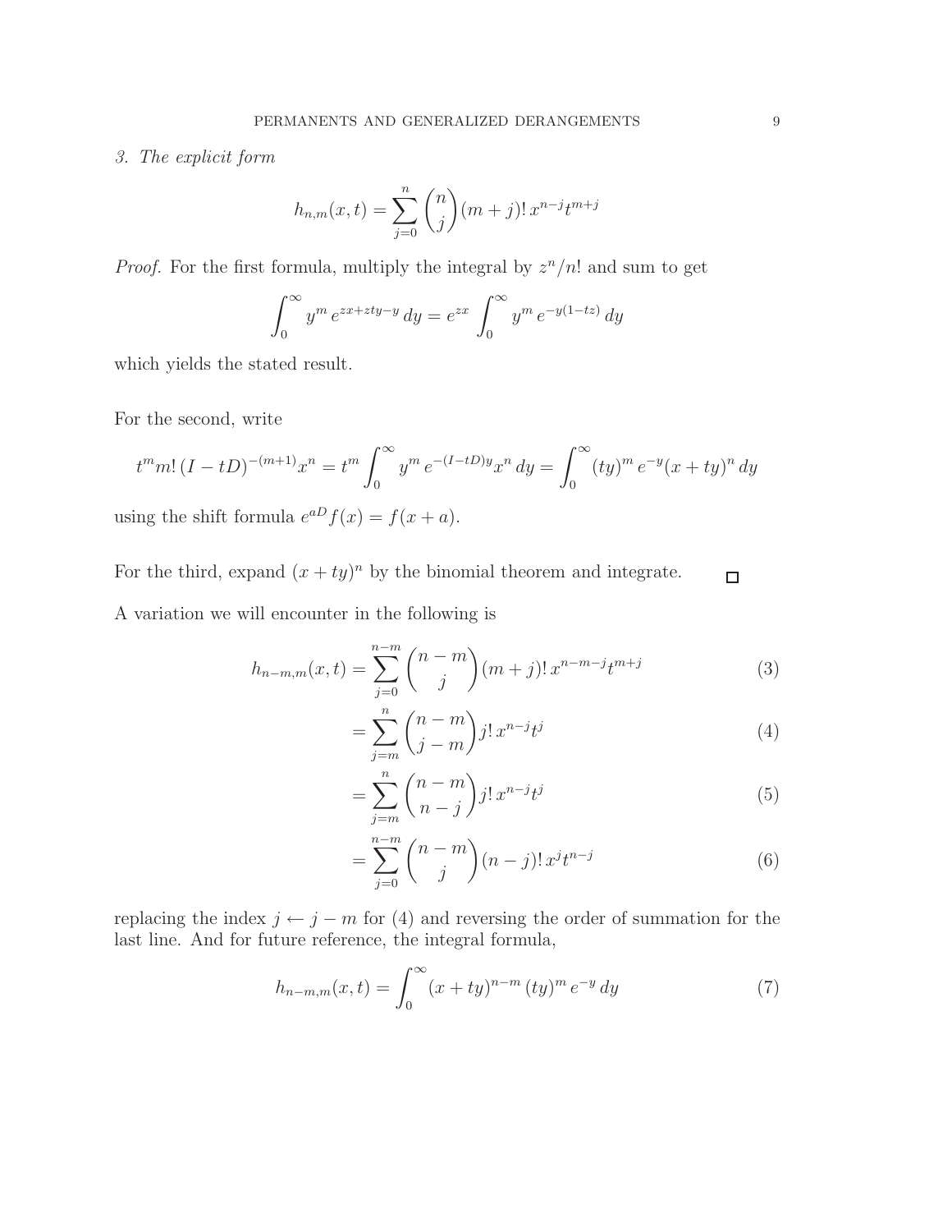*3. The explicit form*

$$h_{n,m}(x,t)=\sum_{j=0}^{n}\binom{n}{j}(m+j)!\,x^{n-j}t^{m+j}$$

*Proof.* For the first formula, multiply the integral by $z^n/n!$ and sum to get

$$\int_0^\infty y^m\,e^{zx+zty-y}\,dy=e^{zx}\int_0^\infty y^m\,e^{-y(1-tz)}\,dy$$

which yields the stated result.

For the second, write

$$t^m m!\,(I-tD)^{-(m+1)}x^n=t^m\int_0^\infty y^m\,e^{-(I-tD)y}x^n\,dy=\int_0^\infty (ty)^m\,e^{-y}(x+ty)^n\,dy$$

using the shift formula $e^{aD}f(x)=f(x+a)$.

For the third, expand $(x+ty)^n$ by the binomial theorem and integrate. □

A variation we will encounter in the following is

$$h_{n-m,m}(x,t)=\sum_{j=0}^{n-m}\binom{n-m}{j}(m+j)!\,x^{n-m-j}t^{m+j} \tag{3}$$

$$=\sum_{j=m}^{n}\binom{n-m}{j-m}j!\,x^{n-j}t^{j} \tag{4}$$

$$=\sum_{j=m}^{n}\binom{n-m}{n-j}j!\,x^{n-j}t^{j} \tag{5}$$

$$=\sum_{j=0}^{n-m}\binom{n-m}{j}(n-j)!\,x^{j}t^{n-j} \tag{6}$$

replacing the index $j\leftarrow j-m$ for (4) and reversing the order of summation for the last line. And for future reference, the integral formula,

$$h_{n-m,m}(x,t)=\int_0^\infty (x+ty)^{n-m}\,(ty)^m\,e^{-y}\,dy \tag{7}$$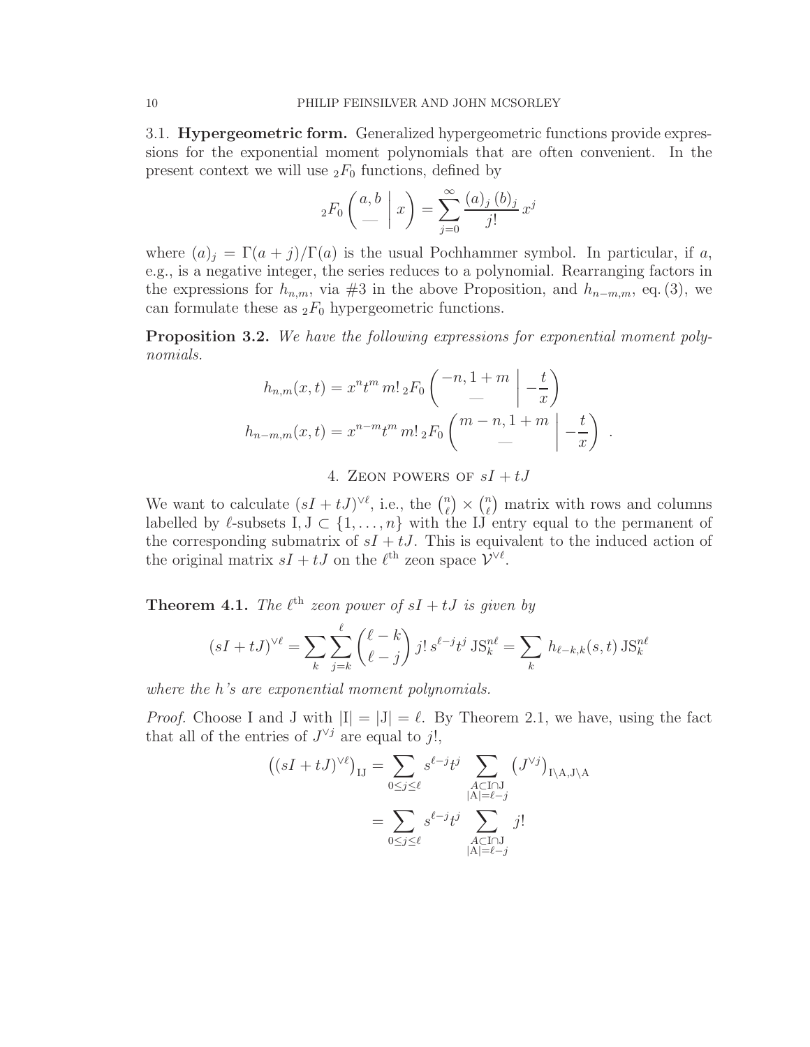### 3.1. Hypergeometric form.

**3.1. Hypergeometric form.** Generalized hypergeometric functions provide expressions for the exponential moment polynomials that are often convenient. In the present context we will use ${}_2F_0$ functions, defined by

$$ {}_2F_0\left( \begin{matrix} a, b \\ — \end{matrix} \;\middle|\; x \right) = \sum_{j=0}^{\infty} \frac{(a)_j\,(b)_j}{j!}\, x^j $$

where $(a)_j = \Gamma(a+j)/\Gamma(a)$ is the usual Pochhammer symbol. In particular, if $a$, e.g., is a negative integer, the series reduces to a polynomial. Rearranging factors in the expressions for $h_{n,m}$, via #3 in the above Proposition, and $h_{n-m,m}$, eq. (3), we can formulate these as ${}_2F_0$ hypergeometric functions.

**Proposition 3.2.** *We have the following expressions for exponential moment polynomials.*

$$ h_{n,m}(x,t) = x^n t^m\, m!\, {}_2F_0\left( \begin{matrix} -n, 1+m \\ — \end{matrix} \;\middle|\; -\frac{t}{x} \right) $$

$$ h_{n-m,m}(x,t) = x^{n-m} t^m\, m!\, {}_2F_0\left( \begin{matrix} m-n, 1+m \\ — \end{matrix} \;\middle|\; -\frac{t}{x} \right) \;. $$

## 4. Zeon powers of $sI + tJ$

We want to calculate $(sI + tJ)^{\vee \ell}$, i.e., the $\binom{n}{\ell} \times \binom{n}{\ell}$ matrix with rows and columns labelled by $\ell$-subsets $\mathrm{I}, \mathrm{J} \subset \{1, \ldots, n\}$ with the IJ entry equal to the permanent of the corresponding submatrix of $sI + tJ$. This is equivalent to the induced action of the original matrix $sI + tJ$ on the $\ell^{\text{th}}$ zeon space $\mathcal{V}^{\vee \ell}$.

**Theorem 4.1.** *The $\ell^{\text{th}}$ zeon power of $sI + tJ$ is given by*

$$ (sI + tJ)^{\vee \ell} = \sum_k \sum_{j=k}^{\ell} \binom{\ell - k}{\ell - j} j!\, s^{\ell - j} t^j\, \mathrm{JS}_k^{n\ell} = \sum_k h_{\ell-k,k}(s,t)\, \mathrm{JS}_k^{n\ell} $$

*where the $h$'s are exponential moment polynomials.*

*Proof.* Choose I and J with $|\mathrm{I}| = |\mathrm{J}| = \ell$. By Theorem 2.1, we have, using the fact that all of the entries of $J^{\vee j}$ are equal to $j!$,

$$ \begin{aligned} \left((sI + tJ)^{\vee \ell}\right)_{\mathrm{IJ}} &= \sum_{0 \le j \le \ell} s^{\ell - j} t^j \sum_{\substack{A \subset \mathrm{I} \cap \mathrm{J} \\ |\mathrm{A}| = \ell - j}} \left(J^{\vee j}\right)_{\mathrm{I} \setminus \mathrm{A}, \mathrm{J} \setminus \mathrm{A}} \\ &= \sum_{0 \le j \le \ell} s^{\ell - j} t^j \sum_{\substack{A \subset \mathrm{I} \cap \mathrm{J} \\ |\mathrm{A}| = \ell - j}} j! \end{aligned} $$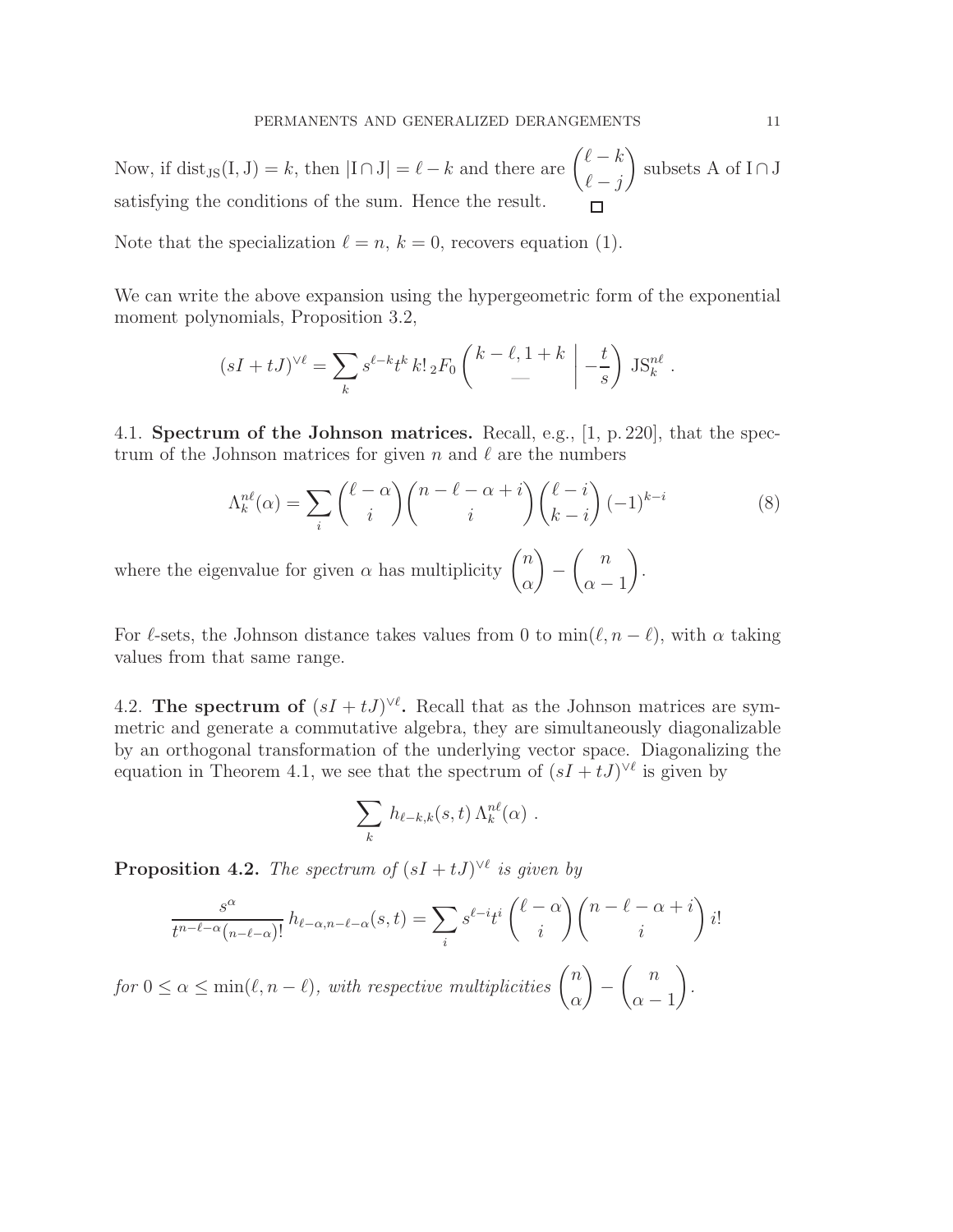Now, if $\mathrm{dist}_{\mathrm{JS}}(\mathrm{I},\mathrm{J}) = k$, then $|\mathrm{I} \cap \mathrm{J}| = \ell - k$ and there are $\binom{\ell-k}{\ell-j}$ subsets A of $\mathrm{I} \cap \mathrm{J}$ satisfying the conditions of the sum. Hence the result. $\square$

Note that the specialization $\ell = n$, $k = 0$, recovers equation (1).

We can write the above expansion using the hypergeometric form of the exponential moment polynomials, Proposition 3.2,

$$(sI + tJ)^{\vee \ell} = \sum_k s^{\ell-k} t^k \, k! \, {}_2F_0 \left( \begin{matrix} k-\ell, 1+k \\ — \end{matrix} \,\middle|\, -\frac{t}{s} \right) \mathrm{JS}_k^{n\ell} \ .$$

4.1. **Spectrum of the Johnson matrices.** Recall, e.g., [1, p. 220], that the spectrum of the Johnson matrices for given $n$ and $\ell$ are the numbers

$$\Lambda_k^{n\ell}(\alpha) = \sum_i \binom{\ell-\alpha}{i} \binom{n-\ell-\alpha+i}{i} \binom{\ell-i}{k-i} (-1)^{k-i} \tag{8}$$

where the eigenvalue for given $\alpha$ has multiplicity $\binom{n}{\alpha} - \binom{n}{\alpha-1}$.

For $\ell$-sets, the Johnson distance takes values from 0 to $\min(\ell, n-\ell)$, with $\alpha$ taking values from that same range.

4.2. **The spectrum of $(sI + tJ)^{\vee \ell}$.** Recall that as the Johnson matrices are symmetric and generate a commutative algebra, they are simultaneously diagonalizable by an orthogonal transformation of the underlying vector space. Diagonalizing the equation in Theorem 4.1, we see that the spectrum of $(sI + tJ)^{\vee \ell}$ is given by

$$\sum_k h_{\ell-k,k}(s,t) \, \Lambda_k^{n\ell}(\alpha) \ .$$

**Proposition 4.2.** *The spectrum of $(sI + tJ)^{\vee \ell}$ is given by*

$$\frac{s^\alpha}{t^{n-\ell-\alpha}(n-\ell-\alpha)!} \, h_{\ell-\alpha, n-\ell-\alpha}(s,t) = \sum_i s^{\ell-i} t^i \binom{\ell-\alpha}{i} \binom{n-\ell-\alpha+i}{i} i!$$

*for $0 \le \alpha \le \min(\ell, n-\ell)$, with respective multiplicities $\binom{n}{\alpha} - \binom{n}{\alpha-1}$.*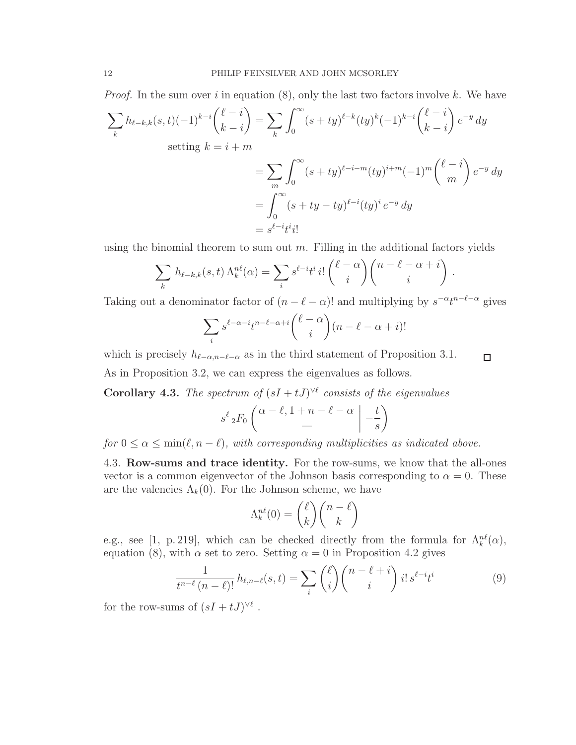*Proof.* In the sum over $i$ in equation (8), only the last two factors involve $k$. We have

$$\sum_k h_{\ell-k,k}(s,t)(-1)^{k-i}\binom{\ell-i}{k-i} = \sum_k \int_0^\infty (s+ty)^{\ell-k}(ty)^k(-1)^{k-i}\binom{\ell-i}{k-i}\, e^{-y}\, dy$$

setting $k = i + m$

$$\begin{aligned}
&= \sum_m \int_0^\infty (s+ty)^{\ell-i-m}(ty)^{i+m}(-1)^m\binom{\ell-i}{m}\, e^{-y}\, dy \\
&= \int_0^\infty (s+ty-ty)^{\ell-i}(ty)^i\, e^{-y}\, dy \\
&= s^{\ell-i}t^i i!
\end{aligned}$$

using the binomial theorem to sum out $m$. Filling in the additional factors yields

$$\sum_k h_{\ell-k,k}(s,t)\, \Lambda_k^{n\ell}(\alpha) = \sum_i s^{\ell-i}t^i\, i!\, \binom{\ell-\alpha}{i}\binom{n-\ell-\alpha+i}{i}\,.$$

Taking out a denominator factor of $(n-\ell-\alpha)!$ and multiplying by $s^{-\alpha}t^{n-\ell-\alpha}$ gives

$$\sum_i s^{\ell-\alpha-i}t^{n-\ell-\alpha+i}\binom{\ell-\alpha}{i}(n-\ell-\alpha+i)!$$

which is precisely $h_{\ell-\alpha,n-\ell-\alpha}$ as in the third statement of Proposition 3.1. $\square$

As in Proposition 3.2, we can express the eigenvalues as follows.

**Corollary 4.3.** *The spectrum of $(sI+tJ)^{\vee\ell}$ consists of the eigenvalues*

$$s^\ell\, {}_2F_0\left(\begin{matrix}\alpha-\ell, 1+n-\ell-\alpha \\ \text{—}\end{matrix}\;\middle|\; -\frac{t}{s}\right)$$

*for $0 \le \alpha \le \min(\ell, n-\ell)$, with corresponding multiplicities as indicated above.*

4.3. **Row-sums and trace identity.** For the row-sums, we know that the all-ones vector is a common eigenvector of the Johnson basis corresponding to $\alpha = 0$. These are the valencies $\Lambda_k(0)$. For the Johnson scheme, we have

$$\Lambda_k^{n\ell}(0) = \binom{\ell}{k}\binom{n-\ell}{k}$$

e.g., see [1, p. 219], which can be checked directly from the formula for $\Lambda_k^{n\ell}(\alpha)$, equation (8), with $\alpha$ set to zero. Setting $\alpha = 0$ in Proposition 4.2 gives

$$\frac{1}{t^{n-\ell}\,(n-\ell)!}\, h_{\ell,n-\ell}(s,t) = \sum_i \binom{\ell}{i}\binom{n-\ell+i}{i}\, i!\, s^{\ell-i}t^i \tag{9}$$

for the row-sums of $(sI+tJ)^{\vee\ell}$ .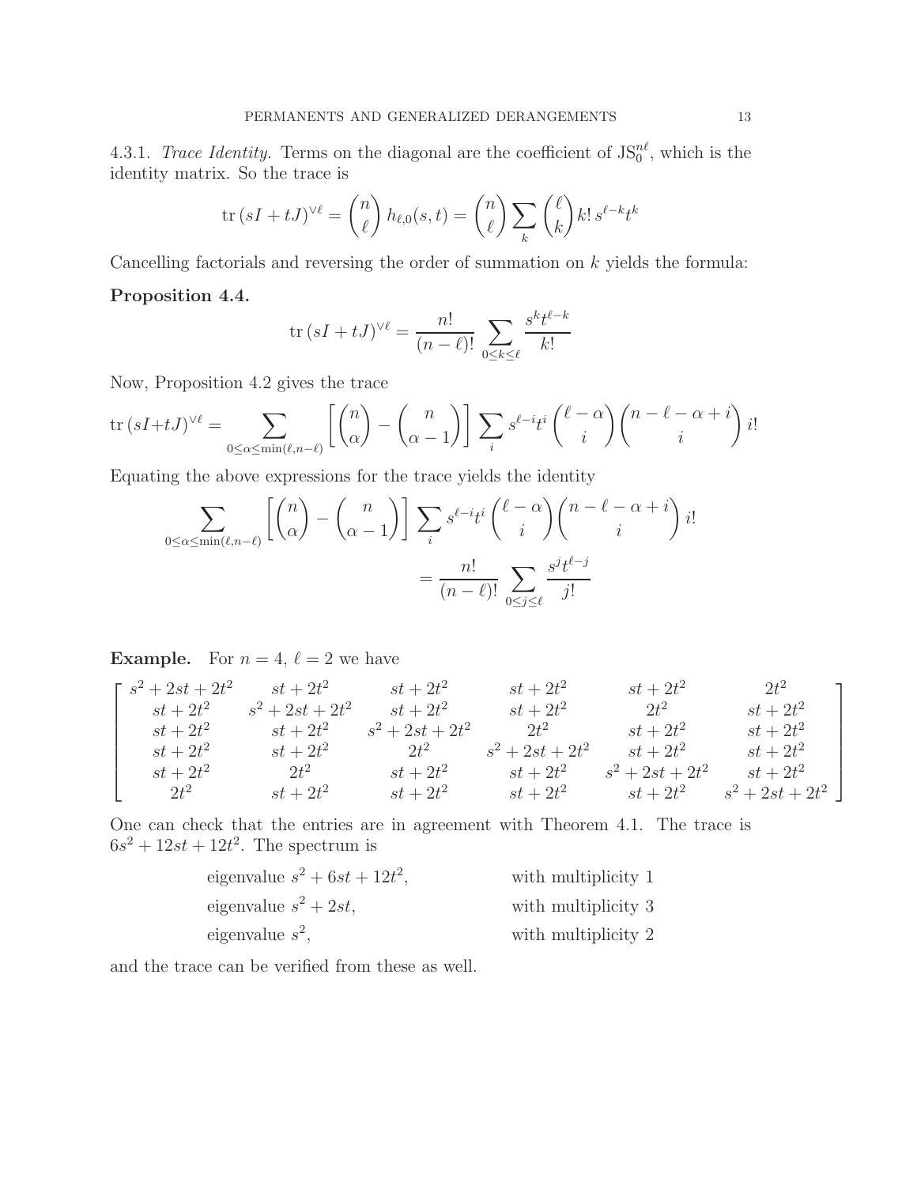4.3.1. *Trace Identity.* Terms on the diagonal are the coefficient of $\mathrm{JS}_0^{n\ell}$, which is the identity matrix. So the trace is

$$\operatorname{tr}(sI+tJ)^{\vee\ell} = \binom{n}{\ell} h_{\ell,0}(s,t) = \binom{n}{\ell} \sum_k \binom{\ell}{k} k!\, s^{\ell-k} t^k$$

Cancelling factorials and reversing the order of summation on $k$ yields the formula:

**Proposition 4.4.**

$$\operatorname{tr}(sI+tJ)^{\vee\ell} = \frac{n!}{(n-\ell)!} \sum_{0\le k\le \ell} \frac{s^k t^{\ell-k}}{k!}$$

Now, Proposition 4.2 gives the trace

$$\operatorname{tr}(sI+tJ)^{\vee\ell} = \sum_{0\le\alpha\le\min(\ell,n-\ell)} \left[\binom{n}{\alpha} - \binom{n}{\alpha-1}\right] \sum_i s^{\ell-i} t^i \binom{\ell-\alpha}{i}\binom{n-\ell-\alpha+i}{i} i!$$

Equating the above expressions for the trace yields the identity

$$\sum_{0\le\alpha\le\min(\ell,n-\ell)} \left[\binom{n}{\alpha} - \binom{n}{\alpha-1}\right] \sum_i s^{\ell-i} t^i \binom{\ell-\alpha}{i}\binom{n-\ell-\alpha+i}{i} i! = \frac{n!}{(n-\ell)!} \sum_{0\le j\le \ell} \frac{s^j t^{\ell-j}}{j!}$$

**Example.** For $n=4$, $\ell=2$ we have

$$\begin{bmatrix}
s^2+2st+2t^2 & st+2t^2 & st+2t^2 & st+2t^2 & st+2t^2 & 2t^2 \\
st+2t^2 & s^2+2st+2t^2 & st+2t^2 & st+2t^2 & 2t^2 & st+2t^2 \\
st+2t^2 & st+2t^2 & s^2+2st+2t^2 & 2t^2 & st+2t^2 & st+2t^2 \\
st+2t^2 & st+2t^2 & 2t^2 & s^2+2st+2t^2 & st+2t^2 & st+2t^2 \\
st+2t^2 & 2t^2 & st+2t^2 & st+2t^2 & s^2+2st+2t^2 & st+2t^2 \\
2t^2 & st+2t^2 & st+2t^2 & st+2t^2 & st+2t^2 & s^2+2st+2t^2
\end{bmatrix}$$

One can check that the entries are in agreement with Theorem 4.1. The trace is $6s^2+12st+12t^2$. The spectrum is

eigenvalue $s^2+6st+12t^2$, with multiplicity 1
eigenvalue $s^2+2st$, with multiplicity 3
eigenvalue $s^2$, with multiplicity 2

and the trace can be verified from these as well.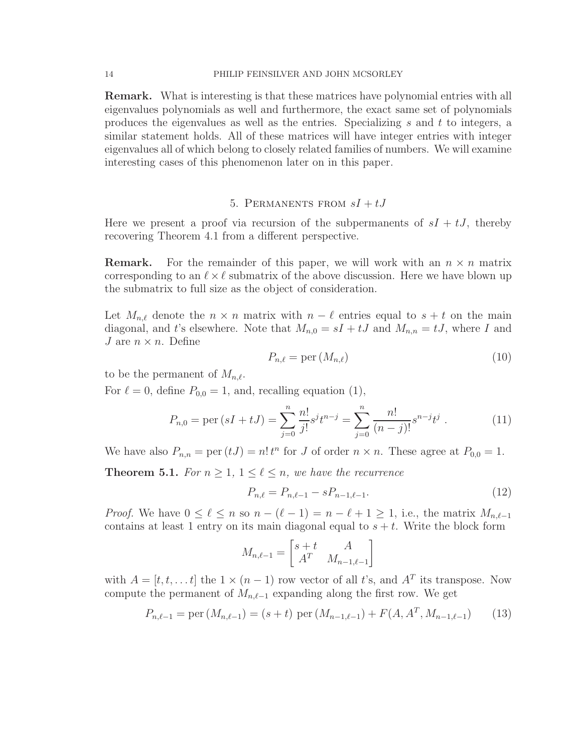**Remark.** What is interesting is that these matrices have polynomial entries with all eigenvalues polynomials as well and furthermore, the exact same set of polynomials produces the eigenvalues as well as the entries. Specializing $s$ and $t$ to integers, a similar statement holds. All of these matrices will have integer entries with integer eigenvalues all of which belong to closely related families of numbers. We will examine interesting cases of this phenomenon later on in this paper.

## 5. Permanents from $sI + tJ$

Here we present a proof via recursion of the subpermanents of $sI + tJ$, thereby recovering Theorem 4.1 from a different perspective.

**Remark.** For the remainder of this paper, we will work with an $n \times n$ matrix corresponding to an $\ell \times \ell$ submatrix of the above discussion. Here we have blown up the submatrix to full size as the object of consideration.

Let $M_{n,\ell}$ denote the $n \times n$ matrix with $n - \ell$ entries equal to $s + t$ on the main diagonal, and $t$'s elsewhere. Note that $M_{n,0} = sI + tJ$ and $M_{n,n} = tJ$, where $I$ and $J$ are $n \times n$. Define

$$P_{n,\ell} = \text{per}\,(M_{n,\ell}) \tag{10}$$

to be the permanent of $M_{n,\ell}$.

For $\ell = 0$, define $P_{0,0} = 1$, and, recalling equation (1),

$$P_{n,0} = \text{per}\,(sI + tJ) = \sum_{j=0}^{n} \frac{n!}{j!} s^j t^{n-j} = \sum_{j=0}^{n} \frac{n!}{(n-j)!} s^{n-j} t^j \;. \tag{11}$$

We have also $P_{n,n} = \text{per}\,(tJ) = n!\, t^n$ for $J$ of order $n \times n$. These agree at $P_{0,0} = 1$.

**Theorem 5.1.** *For $n \geq 1$, $1 \leq \ell \leq n$, we have the recurrence*

$$P_{n,\ell} = P_{n,\ell-1} - sP_{n-1,\ell-1}. \tag{12}$$

*Proof.* We have $0 \leq \ell \leq n$ so $n - (\ell - 1) = n - \ell + 1 \geq 1$, i.e., the matrix $M_{n,\ell-1}$ contains at least 1 entry on its main diagonal equal to $s + t$. Write the block form

$$M_{n,\ell-1} = \begin{bmatrix} s+t & A \\ A^T & M_{n-1,\ell-1} \end{bmatrix}$$

with $A = [t, t, \ldots t]$ the $1 \times (n-1)$ row vector of all $t$'s, and $A^T$ its transpose. Now compute the permanent of $M_{n,\ell-1}$ expanding along the first row. We get

$$P_{n,\ell-1} = \text{per}\,(M_{n,\ell-1}) = (s+t)\ \text{per}\,(M_{n-1,\ell-1}) + F(A, A^T, M_{n-1,\ell-1}) \tag{13}$$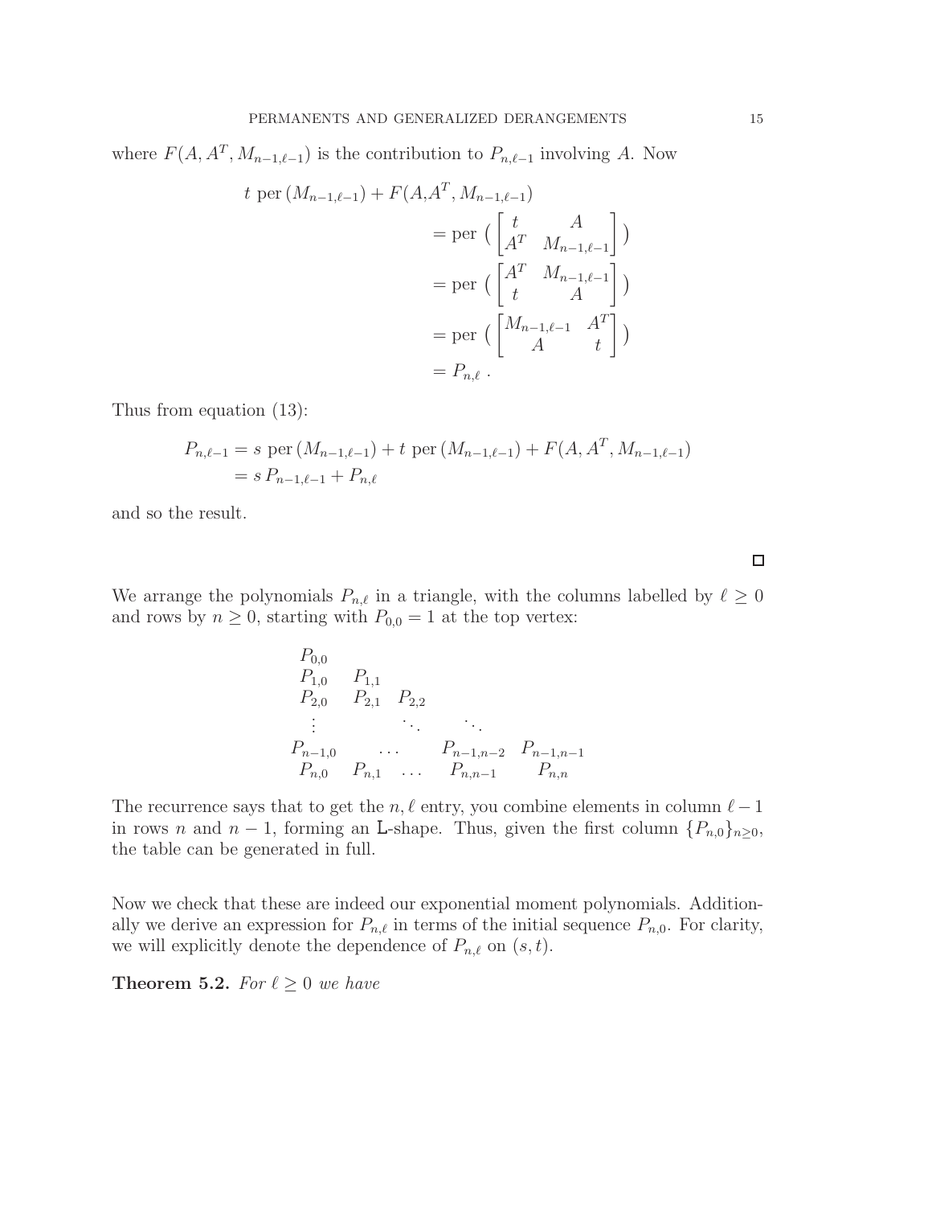where $F(A, A^T, M_{n-1,\ell-1})$ is the contribution to $P_{n,\ell-1}$ involving $A$. Now

$$
\begin{aligned}
t \text{ per}\,(M_{n-1,\ell-1}) + F(A,A^T, M_{n-1,\ell-1}) \\
&= \text{per}\,\Big(\begin{bmatrix} t & A \\ A^T & M_{n-1,\ell-1} \end{bmatrix}\Big) \\
&= \text{per}\,\Big(\begin{bmatrix} A^T & M_{n-1,\ell-1} \\ t & A \end{bmatrix}\Big) \\
&= \text{per}\,\Big(\begin{bmatrix} M_{n-1,\ell-1} & A^T \\ A & t \end{bmatrix}\Big) \\
&= P_{n,\ell}\ .
\end{aligned}
$$

Thus from equation (13):

$$
\begin{aligned}
P_{n,\ell-1} &= s \text{ per}\,(M_{n-1,\ell-1}) + t \text{ per}\,(M_{n-1,\ell-1}) + F(A, A^T, M_{n-1,\ell-1}) \\
&= s\, P_{n-1,\ell-1} + P_{n,\ell}
\end{aligned}
$$

and so the result.

□

We arrange the polynomials $P_{n,\ell}$ in a triangle, with the columns labelled by $\ell \geq 0$ and rows by $n \geq 0$, starting with $P_{0,0} = 1$ at the top vertex:

$$
\begin{array}{ccccc}
P_{0,0} & & & & \\
P_{1,0} & P_{1,1} & & & \\
P_{2,0} & P_{2,1} & P_{2,2} & & \\
\vdots & & \ddots & \ddots & \\
P_{n-1,0} & & \dots & P_{n-1,n-2} & P_{n-1,n-1} \\
P_{n,0} & P_{n,1} & \dots & P_{n,n-1} & P_{n,n}
\end{array}
$$

The recurrence says that to get the $n, \ell$ entry, you combine elements in column $\ell - 1$ in rows $n$ and $n-1$, forming an L-shape. Thus, given the first column $\{P_{n,0}\}_{n\geq 0}$, the table can be generated in full.

Now we check that these are indeed our exponential moment polynomials. Additionally we derive an expression for $P_{n,\ell}$ in terms of the initial sequence $P_{n,0}$. For clarity, we will explicitly denote the dependence of $P_{n,\ell}$ on $(s,t)$.

**Theorem 5.2.** *For $\ell \geq 0$ we have*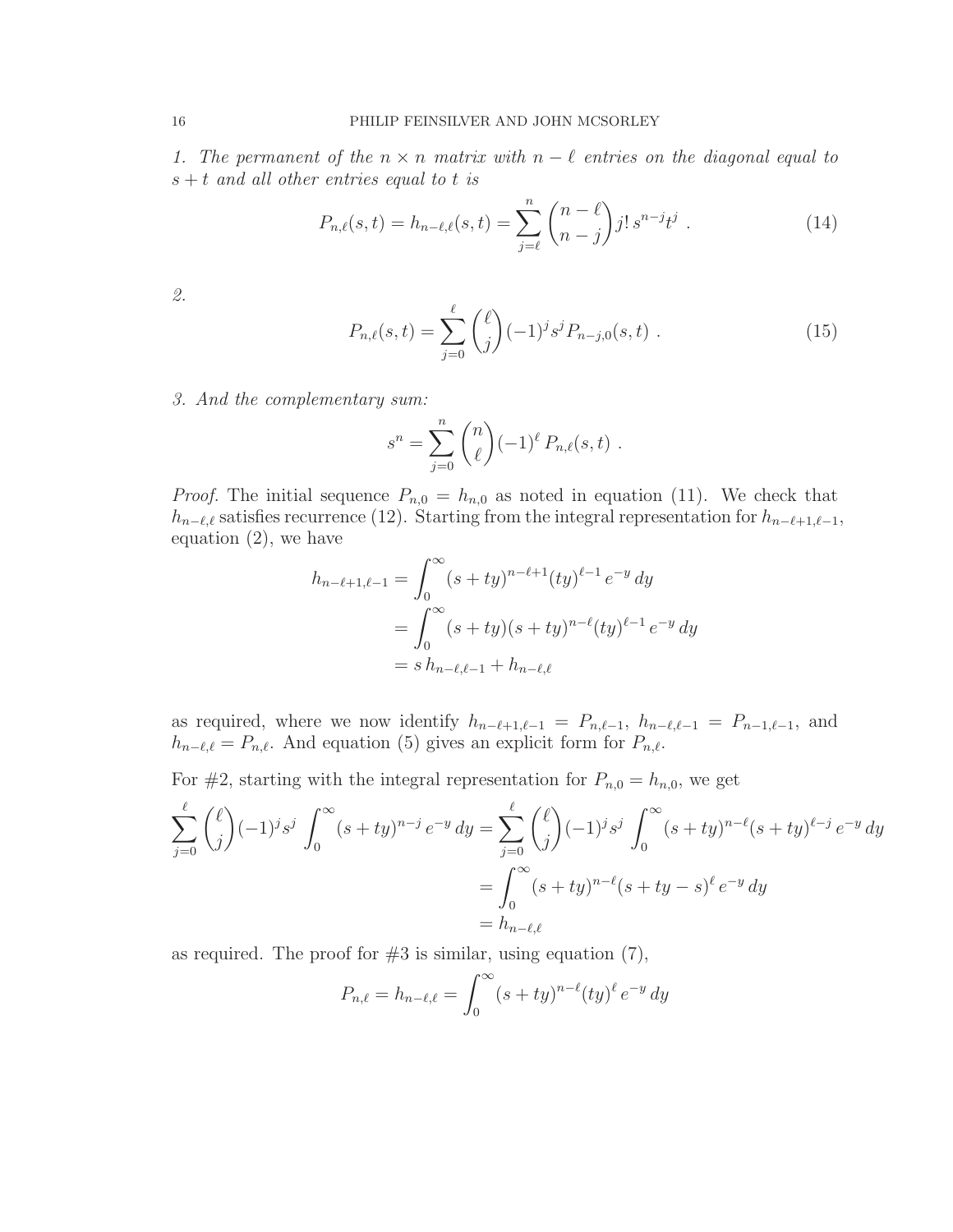*1. The permanent of the $n \times n$ matrix with $n - \ell$ entries on the diagonal equal to $s + t$ and all other entries equal to $t$ is*

$$P_{n,\ell}(s,t) = h_{n-\ell,\ell}(s,t) = \sum_{j=\ell}^{n} \binom{n-\ell}{n-j} j!\, s^{n-j} t^{j} \ . \tag{14}$$

*2.*

$$P_{n,\ell}(s,t) = \sum_{j=0}^{\ell} \binom{\ell}{j} (-1)^j s^j P_{n-j,0}(s,t) \ . \tag{15}$$

*3. And the complementary sum:*

$$s^n = \sum_{j=0}^{n} \binom{n}{\ell} (-1)^\ell \, P_{n,\ell}(s,t) \ .$$

*Proof.* The initial sequence $P_{n,0} = h_{n,0}$ as noted in equation (11). We check that $h_{n-\ell,\ell}$ satisfies recurrence (12). Starting from the integral representation for $h_{n-\ell+1,\ell-1}$, equation (2), we have

$$\begin{aligned} h_{n-\ell+1,\ell-1} &= \int_0^\infty (s+ty)^{n-\ell+1} (ty)^{\ell-1}\, e^{-y}\, dy \\ &= \int_0^\infty (s+ty)(s+ty)^{n-\ell} (ty)^{\ell-1}\, e^{-y}\, dy \\ &= s\, h_{n-\ell,\ell-1} + h_{n-\ell,\ell} \end{aligned}$$

as required, where we now identify $h_{n-\ell+1,\ell-1} = P_{n,\ell-1}$, $h_{n-\ell,\ell-1} = P_{n-1,\ell-1}$, and $h_{n-\ell,\ell} = P_{n,\ell}$. And equation (5) gives an explicit form for $P_{n,\ell}$.

For #2, starting with the integral representation for $P_{n,0} = h_{n,0}$, we get

$$\begin{aligned} \sum_{j=0}^{\ell} \binom{\ell}{j} (-1)^j s^j \int_0^\infty (s+ty)^{n-j}\, e^{-y}\, dy &= \sum_{j=0}^{\ell} \binom{\ell}{j} (-1)^j s^j \int_0^\infty (s+ty)^{n-\ell} (s+ty)^{\ell-j}\, e^{-y}\, dy \\ &= \int_0^\infty (s+ty)^{n-\ell} (s+ty-s)^{\ell}\, e^{-y}\, dy \\ &= h_{n-\ell,\ell} \end{aligned}$$

as required. The proof for #3 is similar, using equation (7),

$$P_{n,\ell} = h_{n-\ell,\ell} = \int_0^\infty (s+ty)^{n-\ell} (ty)^{\ell}\, e^{-y}\, dy$$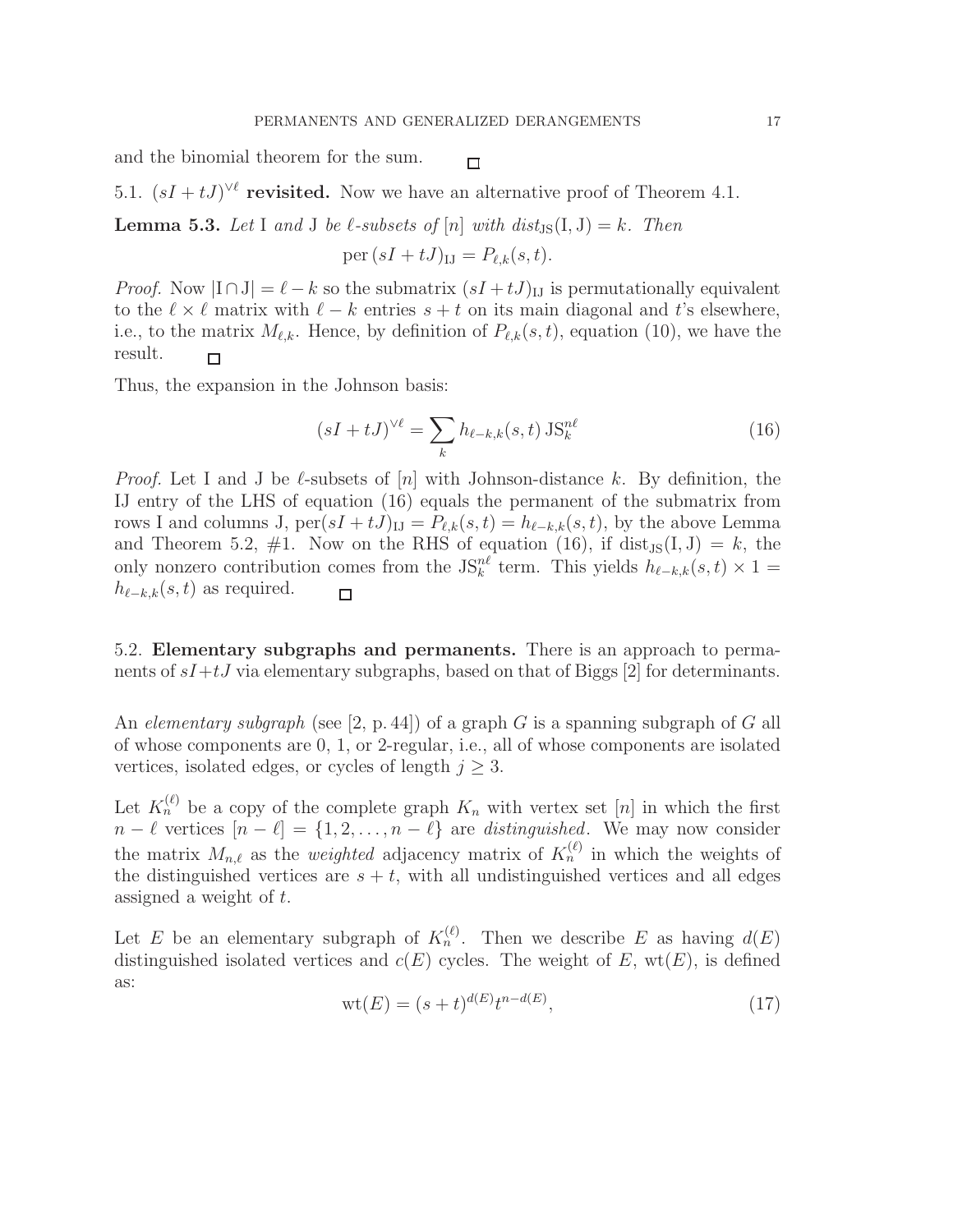and the binomial theorem for the sum. □

### 5.1. $(sI + tJ)^{\vee \ell}$ revisited.

Now we have an alternative proof of Theorem 4.1.

**Lemma 5.3.** *Let* I *and* J *be* $\ell$*-subsets of* $[n]$ *with* $dist_{\rm JS}(\rm I, \rm J) = k$*. Then*

$$\operatorname{per}(sI + tJ)_{\rm IJ} = P_{\ell,k}(s,t).$$

*Proof.* Now $|\rm I \cap \rm J| = \ell - k$ so the submatrix $(sI + tJ)_{\rm IJ}$ is permutationally equivalent to the $\ell \times \ell$ matrix with $\ell - k$ entries $s + t$ on its main diagonal and $t$'s elsewhere, i.e., to the matrix $M_{\ell,k}$. Hence, by definition of $P_{\ell,k}(s,t)$, equation (10), we have the result. □

Thus, the expansion in the Johnson basis:

$$(sI + tJ)^{\vee \ell} = \sum_k h_{\ell-k,k}(s,t)\, \mathrm{JS}_k^{n\ell} \tag{16}$$

*Proof.* Let I and J be $\ell$-subsets of $[n]$ with Johnson-distance $k$. By definition, the IJ entry of the LHS of equation (16) equals the permanent of the submatrix from rows I and columns J, $\operatorname{per}(sI+tJ)_{\rm IJ} = P_{\ell,k}(s,t) = h_{\ell-k,k}(s,t)$, by the above Lemma and Theorem 5.2, #1. Now on the RHS of equation (16), if $\operatorname{dist}_{\rm JS}(\rm I, \rm J) = k$, the only nonzero contribution comes from the $\mathrm{JS}_k^{n\ell}$ term. This yields $h_{\ell-k,k}(s,t) \times 1 = h_{\ell-k,k}(s,t)$ as required. □

### 5.2. Elementary subgraphs and permanents.

There is an approach to permanents of $sI+tJ$ via elementary subgraphs, based on that of Biggs [2] for determinants.

An *elementary subgraph* (see [2, p. 44]) of a graph $G$ is a spanning subgraph of $G$ all of whose components are 0, 1, or 2-regular, i.e., all of whose components are isolated vertices, isolated edges, or cycles of length $j \geq 3$.

Let $K_n^{(\ell)}$ be a copy of the complete graph $K_n$ with vertex set $[n]$ in which the first $n - \ell$ vertices $[n - \ell] = \{1, 2, \ldots, n - \ell\}$ are *distinguished*. We may now consider the matrix $M_{n,\ell}$ as the *weighted* adjacency matrix of $K_n^{(\ell)}$ in which the weights of the distinguished vertices are $s + t$, with all undistinguished vertices and all edges assigned a weight of $t$.

Let $E$ be an elementary subgraph of $K_n^{(\ell)}$. Then we describe $E$ as having $d(E)$ distinguished isolated vertices and $c(E)$ cycles. The weight of $E$, $\mathrm{wt}(E)$, is defined as:

$$\mathrm{wt}(E) = (s + t)^{d(E)} t^{n-d(E)}, \tag{17}$$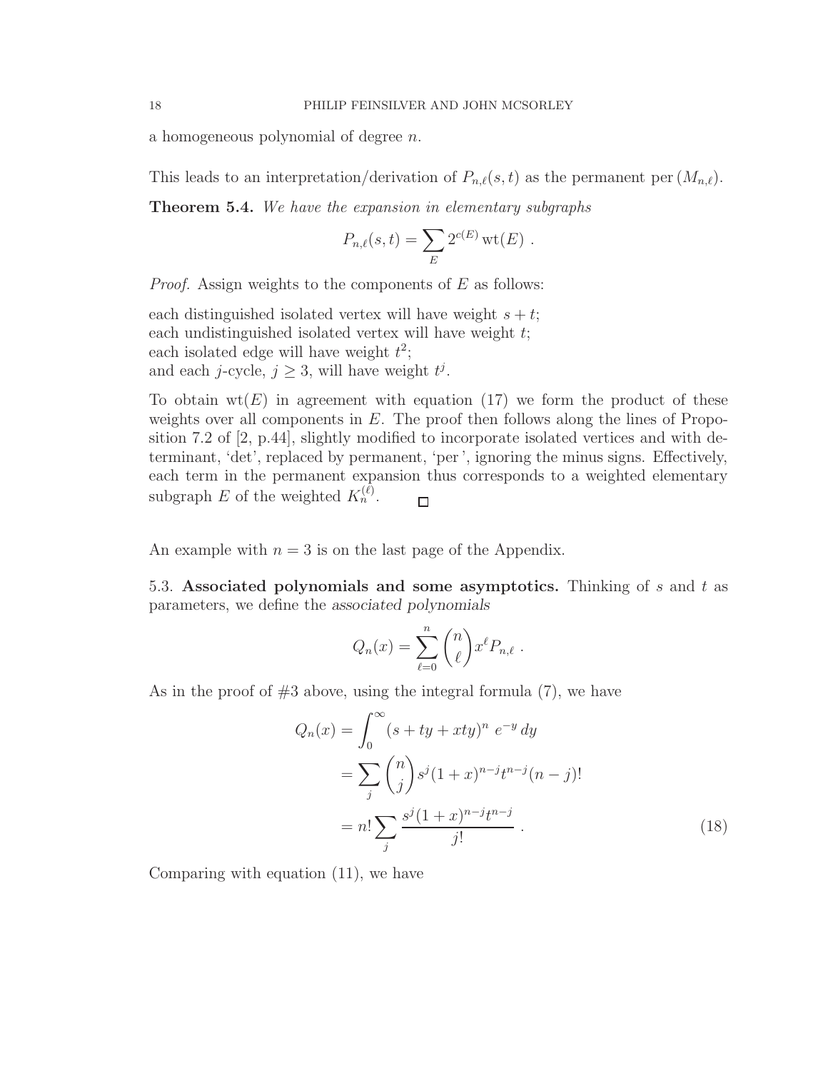a homogeneous polynomial of degree $n$.

This leads to an interpretation/derivation of $P_{n,\ell}(s,t)$ as the permanent $\operatorname{per}(M_{n,\ell})$.

**Theorem 5.4.** *We have the expansion in elementary subgraphs*

$$P_{n,\ell}(s,t) = \sum_{E} 2^{c(E)} \operatorname{wt}(E) \ .$$

*Proof.* Assign weights to the components of $E$ as follows:

each distinguished isolated vertex will have weight $s+t$;
each undistinguished isolated vertex will have weight $t$;
each isolated edge will have weight $t^2$;
and each $j$-cycle, $j \geq 3$, will have weight $t^j$.

To obtain $\operatorname{wt}(E)$ in agreement with equation (17) we form the product of these weights over all components in $E$. The proof then follows along the lines of Proposition 7.2 of [2, p.44], slightly modified to incorporate isolated vertices and with determinant, 'det', replaced by permanent, 'per', ignoring the minus signs. Effectively, each term in the permanent expansion thus corresponds to a weighted elementary subgraph $E$ of the weighted $K_n^{(\ell)}$. □

An example with $n = 3$ is on the last page of the Appendix.

5.3. **Associated polynomials and some asymptotics.** Thinking of $s$ and $t$ as parameters, we define the *associated polynomials*

$$Q_n(x) = \sum_{\ell=0}^{n} \binom{n}{\ell} x^\ell P_{n,\ell} \ .$$

As in the proof of #3 above, using the integral formula (7), we have

$$\begin{aligned}
Q_n(x) &= \int_0^\infty (s + ty + xty)^n \ e^{-y} \, dy \\
&= \sum_j \binom{n}{j} s^j (1+x)^{n-j} t^{n-j} (n-j)! \\
&= n! \sum_j \frac{s^j (1+x)^{n-j} t^{n-j}}{j!} \ . \qquad (18)
\end{aligned}$$

Comparing with equation (11), we have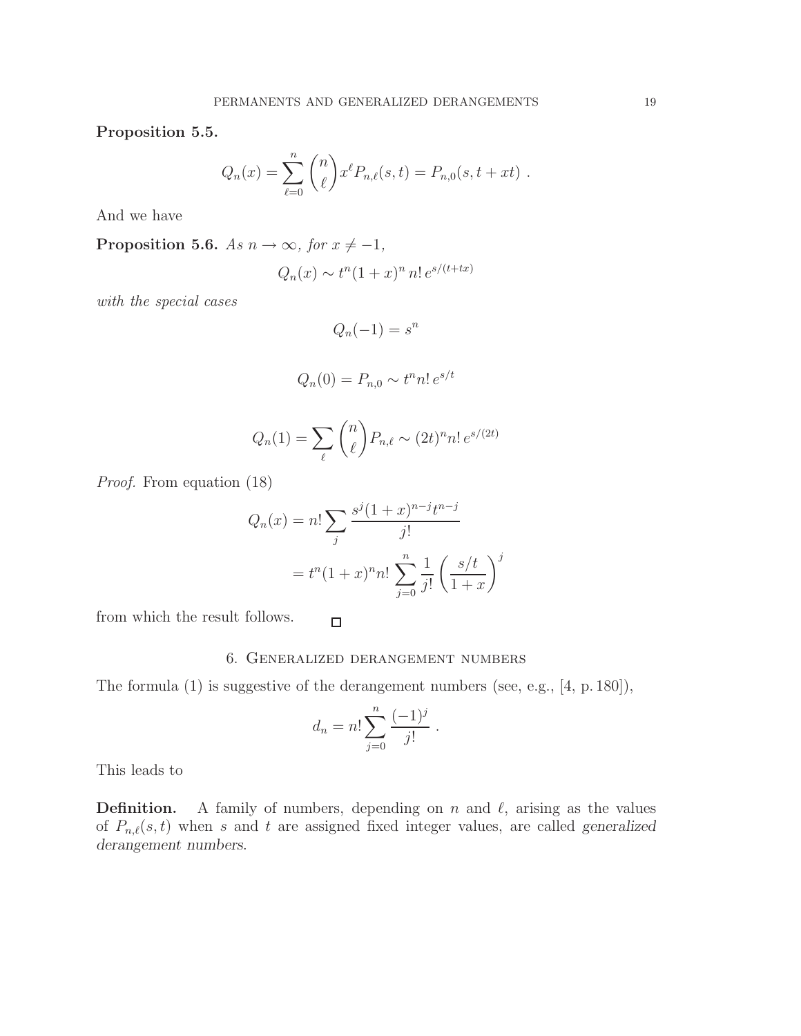**Proposition 5.5.**

$$Q_n(x) = \sum_{\ell=0}^{n} \binom{n}{\ell} x^\ell P_{n,\ell}(s,t) = P_{n,0}(s, t + xt) \ .$$

And we have

**Proposition 5.6.** *As $n \to \infty$, for $x \neq -1$,*

$$Q_n(x) \sim t^n (1+x)^n \, n! \, e^{s/(t+tx)}$$

*with the special cases*

$$Q_n(-1) = s^n$$

$$Q_n(0) = P_{n,0} \sim t^n n! \, e^{s/t}$$

$$Q_n(1) = \sum_{\ell} \binom{n}{\ell} P_{n,\ell} \sim (2t)^n n! \, e^{s/(2t)}$$

*Proof.* From equation (18)

$$\begin{aligned} Q_n(x) &= n! \sum_j \frac{s^j (1+x)^{n-j} t^{n-j}}{j!} \\ &= t^n (1+x)^n n! \sum_{j=0}^{n} \frac{1}{j!} \left( \frac{s/t}{1+x} \right)^j \end{aligned}$$

from which the result follows. □

## 6. Generalized derangement numbers

The formula (1) is suggestive of the derangement numbers (see, e.g., [4, p. 180]),

$$d_n = n! \sum_{j=0}^{n} \frac{(-1)^j}{j!} \ .$$

This leads to

**Definition.** A family of numbers, depending on $n$ and $\ell$, arising as the values of $P_{n,\ell}(s,t)$ when $s$ and $t$ are assigned fixed integer values, are called *generalized derangement numbers*.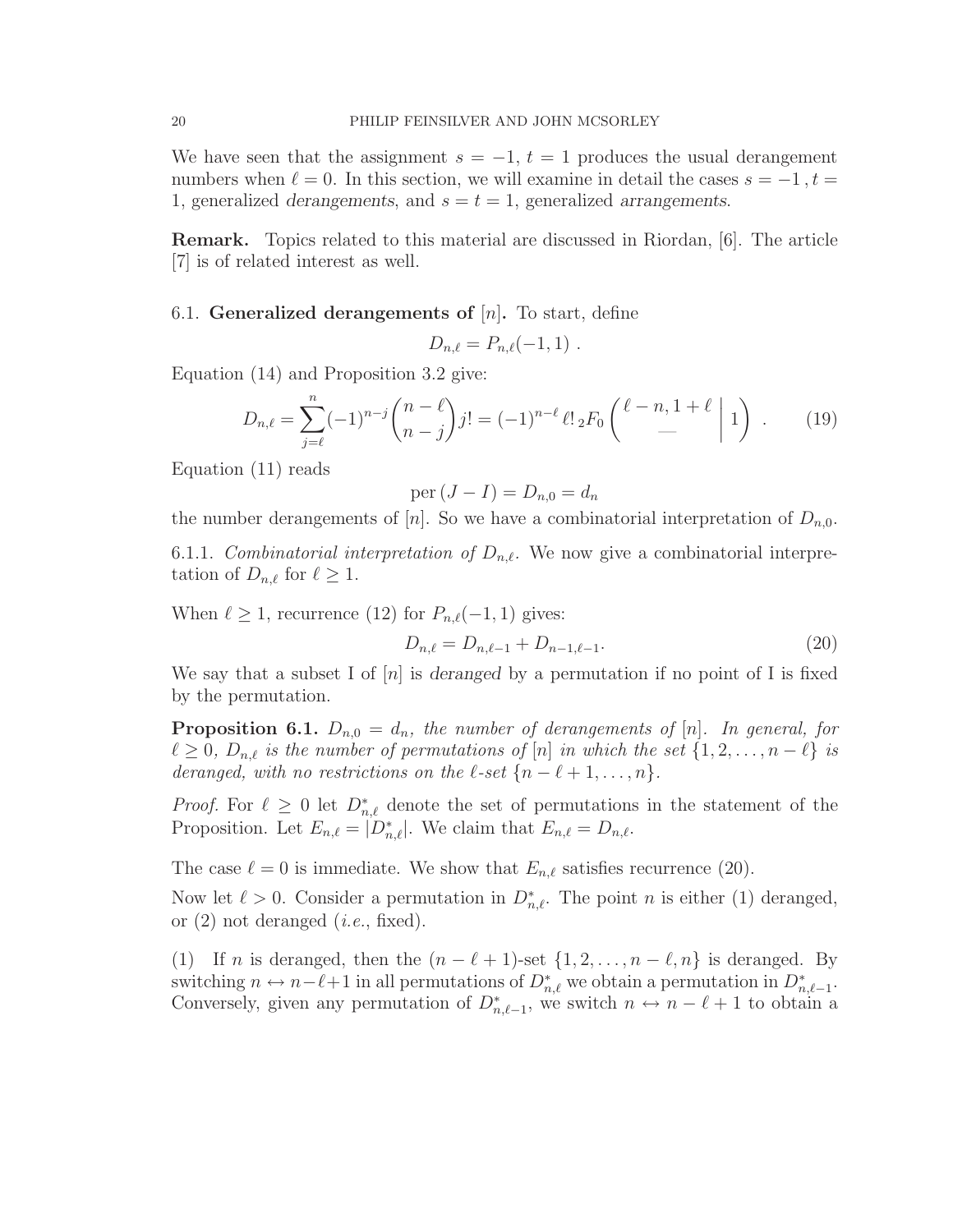We have seen that the assignment $s = -1$, $t = 1$ produces the usual derangement numbers when $\ell = 0$. In this section, we will examine in detail the cases $s = -1\,, t = 1$, generalized *derangements*, and $s = t = 1$, generalized *arrangements*.

**Remark.** Topics related to this material are discussed in Riordan, [6]. The article [7] is of related interest as well.

### 6.1. Generalized derangements of $[n]$.

To start, define

$$D_{n,\ell} = P_{n,\ell}(-1, 1)\ .$$

Equation (14) and Proposition 3.2 give:

$$D_{n,\ell} = \sum_{j=\ell}^{n} (-1)^{n-j} \binom{n-\ell}{n-j} j! = (-1)^{n-\ell}\, \ell!\, {}_2F_0 \left( \begin{matrix} \ell - n, 1 + \ell \\ \text{—} \end{matrix} \,\middle|\, 1 \right) \ . \tag{19}$$

Equation (11) reads

$$\text{per}\,(J - I) = D_{n,0} = d_n$$

the number derangements of $[n]$. So we have a combinatorial interpretation of $D_{n,0}$.

#### 6.1.1. *Combinatorial interpretation of $D_{n,\ell}$.*

We now give a combinatorial interpretation of $D_{n,\ell}$ for $\ell \geq 1$.

When $\ell \geq 1$, recurrence (12) for $P_{n,\ell}(-1, 1)$ gives:

$$D_{n,\ell} = D_{n,\ell-1} + D_{n-1,\ell-1}. \tag{20}$$

We say that a subset I of $[n]$ is *deranged* by a permutation if no point of I is fixed by the permutation.

**Proposition 6.1.** *$D_{n,0} = d_n$, the number of derangements of $[n]$. In general, for $\ell \geq 0$, $D_{n,\ell}$ is the number of permutations of $[n]$ in which the set $\{1, 2, \ldots, n - \ell\}$ is deranged, with no restrictions on the $\ell$-set $\{n - \ell + 1, \ldots, n\}$.*

*Proof.* For $\ell \geq 0$ let $D^*_{n,\ell}$ denote the set of permutations in the statement of the Proposition. Let $E_{n,\ell} = |D^*_{n,\ell}|$. We claim that $E_{n,\ell} = D_{n,\ell}$.

The case $\ell = 0$ is immediate. We show that $E_{n,\ell}$ satisfies recurrence (20).

Now let $\ell > 0$. Consider a permutation in $D^*_{n,\ell}$. The point $n$ is either (1) deranged, or (2) not deranged (*i.e.*, fixed).

(1) If $n$ is deranged, then the $(n - \ell + 1)$-set $\{1, 2, \ldots, n - \ell, n\}$ is deranged. By switching $n \leftrightarrow n-\ell+1$ in all permutations of $D^*_{n,\ell}$ we obtain a permutation in $D^*_{n,\ell-1}$. Conversely, given any permutation of $D^*_{n,\ell-1}$, we switch $n \leftrightarrow n - \ell + 1$ to obtain a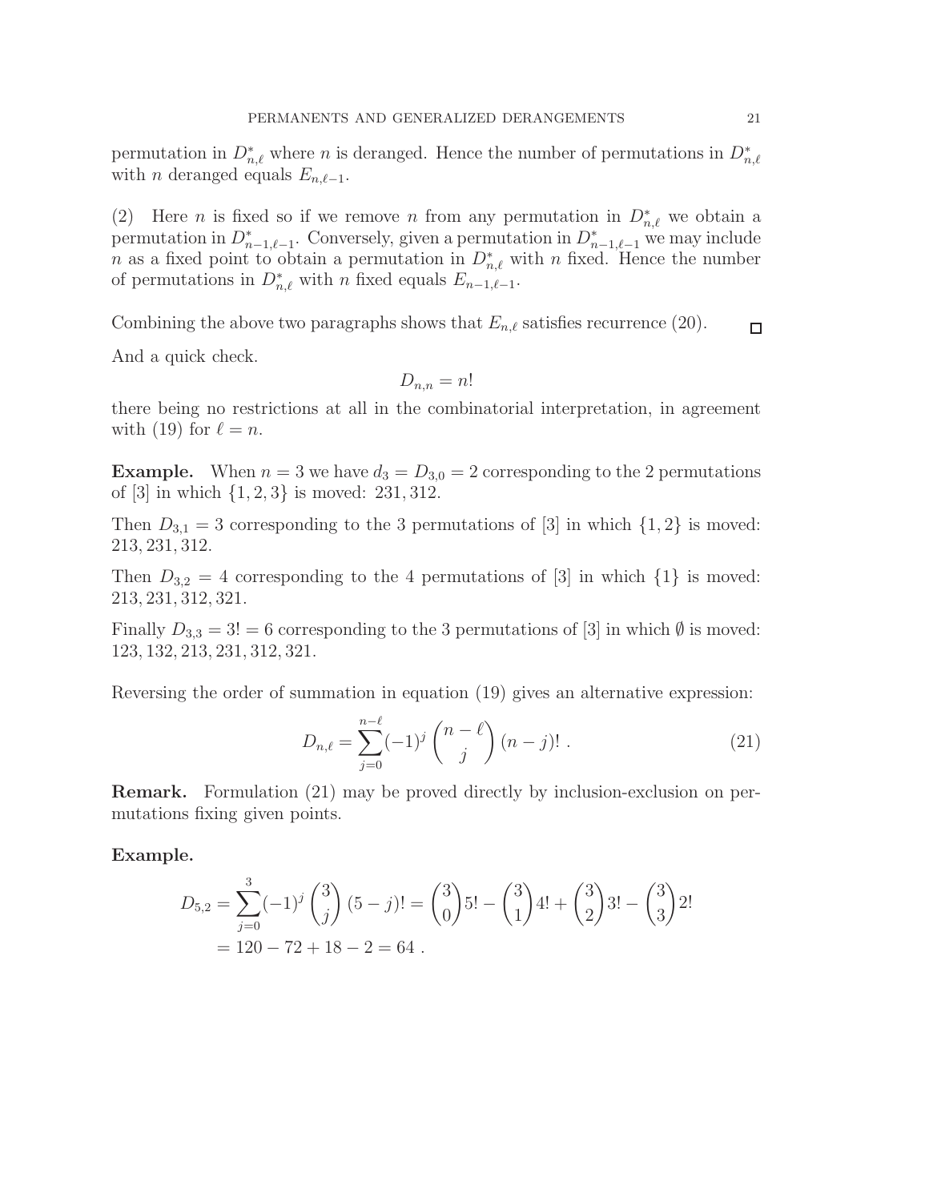permutation in $D^*_{n,\ell}$ where $n$ is deranged. Hence the number of permutations in $D^*_{n,\ell}$ with $n$ deranged equals $E_{n,\ell-1}$.

(2) Here $n$ is fixed so if we remove $n$ from any permutation in $D^*_{n,\ell}$ we obtain a permutation in $D^*_{n-1,\ell-1}$. Conversely, given a permutation in $D^*_{n-1,\ell-1}$ we may include $n$ as a fixed point to obtain a permutation in $D^*_{n,\ell}$ with $n$ fixed. Hence the number of permutations in $D^*_{n,\ell}$ with $n$ fixed equals $E_{n-1,\ell-1}$.

Combining the above two paragraphs shows that $E_{n,\ell}$ satisfies recurrence (20). □

And a quick check.

$$D_{n,n} = n!$$

there being no restrictions at all in the combinatorial interpretation, in agreement with (19) for $\ell = n$.

**Example.** When $n = 3$ we have $d_3 = D_{3,0} = 2$ corresponding to the 2 permutations of [3] in which $\{1, 2, 3\}$ is moved: 231, 312.

Then $D_{3,1} = 3$ corresponding to the 3 permutations of [3] in which $\{1, 2\}$ is moved: 213, 231, 312.

Then $D_{3,2} = 4$ corresponding to the 4 permutations of [3] in which $\{1\}$ is moved: 213, 231, 312, 321.

Finally $D_{3,3} = 3! = 6$ corresponding to the 3 permutations of [3] in which $\emptyset$ is moved: 123, 132, 213, 231, 312, 321.

Reversing the order of summation in equation (19) gives an alternative expression:

$$D_{n,\ell} = \sum_{j=0}^{n-\ell} (-1)^j \binom{n-\ell}{j} (n-j)! \; . \tag{21}$$

**Remark.** Formulation (21) may be proved directly by inclusion-exclusion on permutations fixing given points.

**Example.**

$$\begin{aligned} D_{5,2} &= \sum_{j=0}^{3} (-1)^j \binom{3}{j} (5-j)! = \binom{3}{0} 5! - \binom{3}{1} 4! + \binom{3}{2} 3! - \binom{3}{3} 2! \\ &= 120 - 72 + 18 - 2 = 64 \; . \end{aligned}$$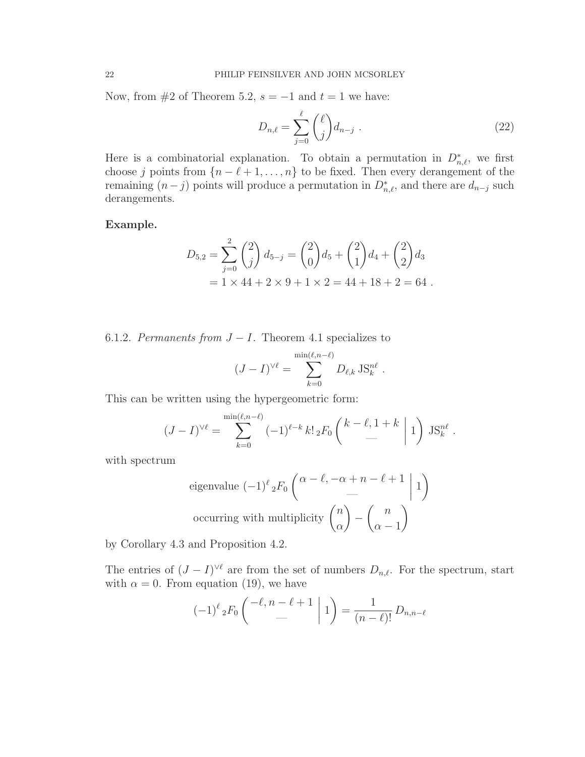Now, from #2 of Theorem 5.2, $s = -1$ and $t = 1$ we have:

$$D_{n,\ell} = \sum_{j=0}^{\ell} \binom{\ell}{j} d_{n-j} \ . \tag{22}$$

Here is a combinatorial explanation. To obtain a permutation in $D^*_{n,\ell}$, we first choose $j$ points from $\{n-\ell+1, \ldots, n\}$ to be fixed. Then every derangement of the remaining $(n-j)$ points will produce a permutation in $D^*_{n,\ell}$, and there are $d_{n-j}$ such derangements.

**Example.**

$$\begin{aligned} D_{5,2} = \sum_{j=0}^{2} \binom{2}{j} d_{5-j} &= \binom{2}{0} d_5 + \binom{2}{1} d_4 + \binom{2}{2} d_3 \\ &= 1 \times 44 + 2 \times 9 + 1 \times 2 = 44 + 18 + 2 = 64 \ . \end{aligned}$$

6.1.2. *Permanents from $J - I$.* Theorem 4.1 specializes to

$$(J - I)^{\vee \ell} = \sum_{k=0}^{\min(\ell, n-\ell)} D_{\ell,k} \, \mathrm{JS}_k^{n\ell} \ .$$

This can be written using the hypergeometric form:

$$(J - I)^{\vee \ell} = \sum_{k=0}^{\min(\ell, n-\ell)} (-1)^{\ell-k} \, k! \, {}_2F_0 \left( \left. \begin{matrix} k-\ell, 1+k \\ \text{—} \end{matrix} \right| 1 \right) \mathrm{JS}_k^{n\ell} \ .$$

with spectrum

$$\text{eigenvalue } (-1)^{\ell} \, {}_2F_0 \left( \left. \begin{matrix} \alpha - \ell, -\alpha + n - \ell + 1 \\ \text{—} \end{matrix} \right| 1 \right)$$

$$\text{occurring with multiplicity } \binom{n}{\alpha} - \binom{n}{\alpha - 1}$$

by Corollary 4.3 and Proposition 4.2.

The entries of $(J - I)^{\vee \ell}$ are from the set of numbers $D_{n,\ell}$. For the spectrum, start with $\alpha = 0$. From equation (19), we have

$$(-1)^{\ell} \, {}_2F_0 \left( \left. \begin{matrix} -\ell, n - \ell + 1 \\ \text{—} \end{matrix} \right| 1 \right) = \frac{1}{(n-\ell)!} \, D_{n,n-\ell}$$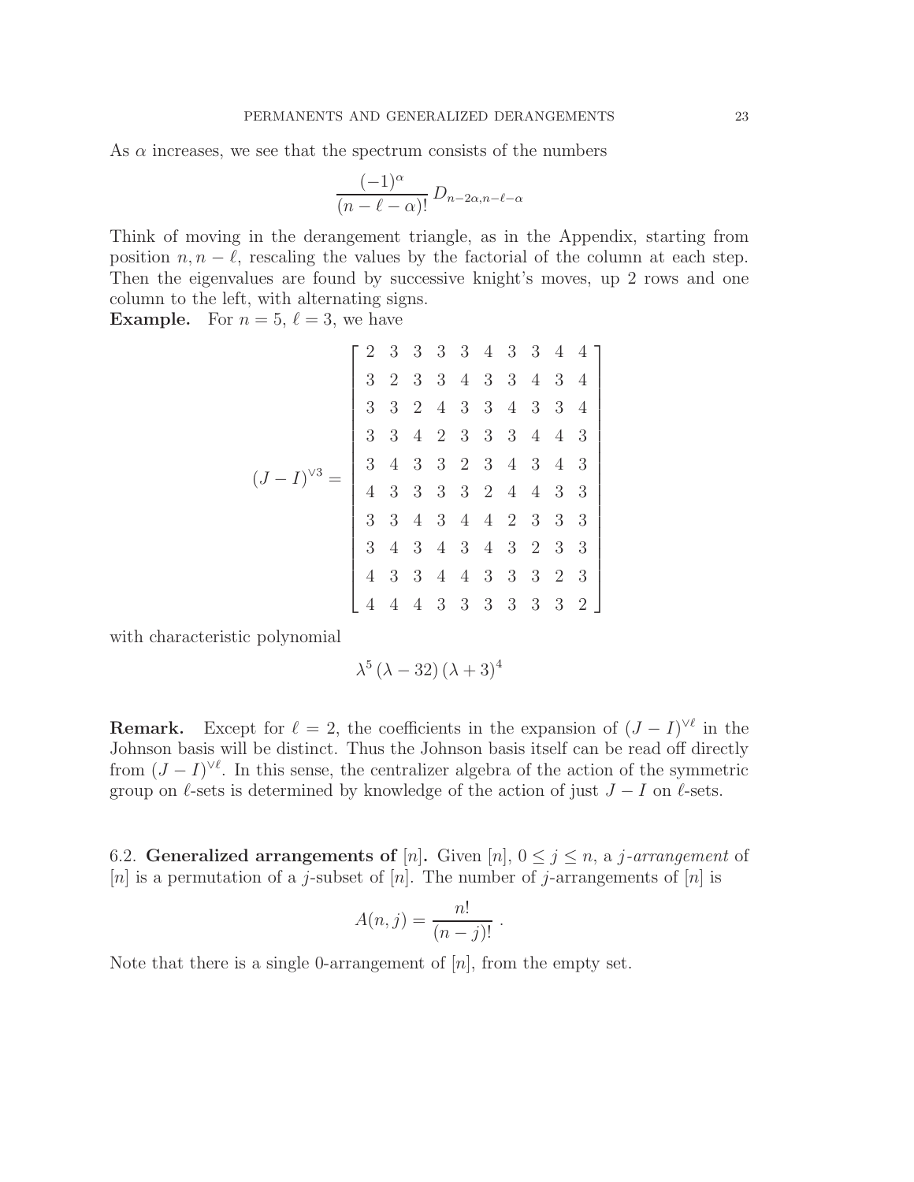As $\alpha$ increases, we see that the spectrum consists of the numbers

$$\frac{(-1)^{\alpha}}{(n-\ell-\alpha)!}\, D_{n-2\alpha,n-\ell-\alpha}$$

Think of moving in the derangement triangle, as in the Appendix, starting from position $n, n-\ell$, rescaling the values by the factorial of the column at each step. Then the eigenvalues are found by successive knight's moves, up 2 rows and one column to the left, with alternating signs.

**Example.** For $n = 5$, $\ell = 3$, we have

$$(J-I)^{\vee 3} = \begin{bmatrix} 2 & 3 & 3 & 3 & 3 & 4 & 3 & 3 & 4 & 4 \\ 3 & 2 & 3 & 3 & 4 & 3 & 3 & 4 & 3 & 4 \\ 3 & 3 & 2 & 4 & 3 & 3 & 4 & 3 & 3 & 4 \\ 3 & 3 & 4 & 2 & 3 & 3 & 3 & 4 & 4 & 3 \\ 3 & 4 & 3 & 3 & 2 & 3 & 4 & 3 & 4 & 3 \\ 4 & 3 & 3 & 3 & 3 & 2 & 4 & 4 & 3 & 3 \\ 3 & 3 & 4 & 3 & 4 & 4 & 2 & 3 & 3 & 3 \\ 3 & 4 & 3 & 4 & 3 & 4 & 3 & 2 & 3 & 3 \\ 4 & 3 & 3 & 4 & 4 & 3 & 3 & 3 & 2 & 3 \\ 4 & 4 & 4 & 3 & 3 & 3 & 3 & 3 & 3 & 2 \end{bmatrix}$$

with characteristic polynomial

$$\lambda^5\,(\lambda-32)\,(\lambda+3)^4$$

**Remark.** Except for $\ell = 2$, the coefficients in the expansion of $(J-I)^{\vee\ell}$ in the Johnson basis will be distinct. Thus the Johnson basis itself can be read off directly from $(J-I)^{\vee\ell}$. In this sense, the centralizer algebra of the action of the symmetric group on $\ell$-sets is determined by knowledge of the action of just $J-I$ on $\ell$-sets.

6.2. **Generalized arrangements of** $[n]$**.** Given $[n]$, $0 \le j \le n$, a *$j$-arrangement* of $[n]$ is a permutation of a $j$-subset of $[n]$. The number of $j$-arrangements of $[n]$ is

$$A(n,j) = \frac{n!}{(n-j)!}\ .$$

Note that there is a single 0-arrangement of $[n]$, from the empty set.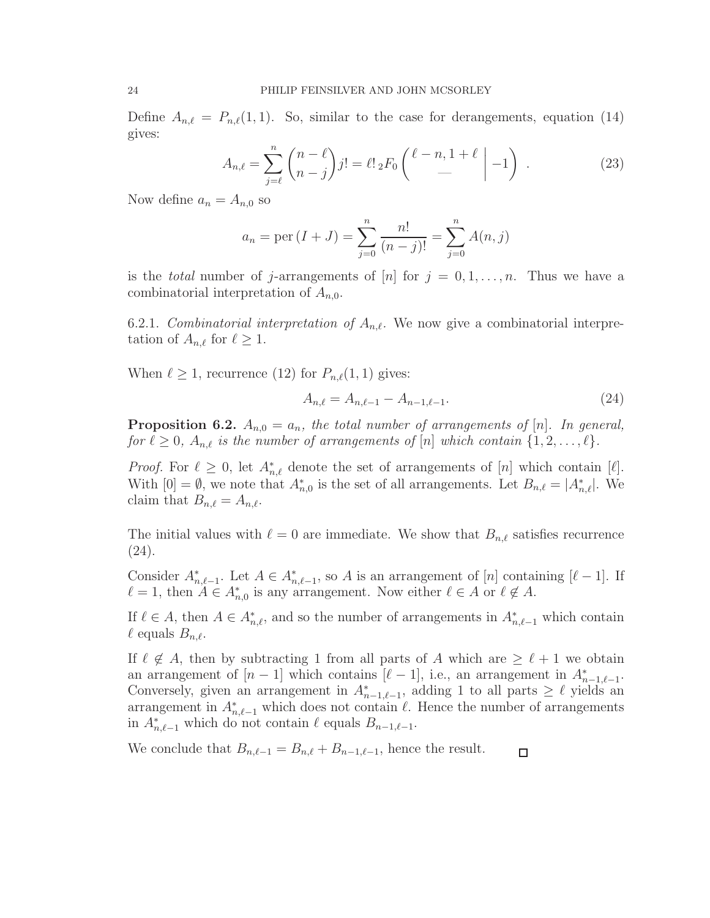Define $A_{n,\ell} = P_{n,\ell}(1,1)$. So, similar to the case for derangements, equation (14) gives:

$$A_{n,\ell} = \sum_{j=\ell}^{n} \binom{n-\ell}{n-j} j! = \ell!\, {}_2F_0 \left( \begin{matrix} \ell - n, 1+\ell \\ \text{—} \end{matrix} \,\middle|\, -1 \right) \ . \tag{23}$$

Now define $a_n = A_{n,0}$ so

$$a_n = \operatorname{per}(I+J) = \sum_{j=0}^{n} \frac{n!}{(n-j)!} = \sum_{j=0}^{n} A(n,j)$$

is the *total* number of $j$-arrangements of $[n]$ for $j = 0, 1, \ldots, n$. Thus we have a combinatorial interpretation of $A_{n,0}$.

6.2.1. *Combinatorial interpretation of $A_{n,\ell}$.* We now give a combinatorial interpretation of $A_{n,\ell}$ for $\ell \geq 1$.

When $\ell \geq 1$, recurrence (12) for $P_{n,\ell}(1,1)$ gives:

$$A_{n,\ell} = A_{n,\ell-1} - A_{n-1,\ell-1}. \tag{24}$$

**Proposition 6.2.** *$A_{n,0} = a_n$, the total number of arrangements of $[n]$. In general, for $\ell \geq 0$, $A_{n,\ell}$ is the number of arrangements of $[n]$ which contain $\{1, 2, \ldots, \ell\}$.*

*Proof.* For $\ell \geq 0$, let $A^*_{n,\ell}$ denote the set of arrangements of $[n]$ which contain $[\ell]$. With $[0] = \emptyset$, we note that $A^*_{n,0}$ is the set of all arrangements. Let $B_{n,\ell} = |A^*_{n,\ell}|$. We claim that $B_{n,\ell} = A_{n,\ell}$.

The initial values with $\ell = 0$ are immediate. We show that $B_{n,\ell}$ satisfies recurrence (24).

Consider $A^*_{n,\ell-1}$. Let $A \in A^*_{n,\ell-1}$, so $A$ is an arrangement of $[n]$ containing $[\ell - 1]$. If $\ell = 1$, then $A \in A^*_{n,0}$ is any arrangement. Now either $\ell \in A$ or $\ell \notin A$.

If $\ell \in A$, then $A \in A^*_{n,\ell}$, and so the number of arrangements in $A^*_{n,\ell-1}$ which contain $\ell$ equals $B_{n,\ell}$.

If $\ell \notin A$, then by subtracting 1 from all parts of $A$ which are $\geq \ell + 1$ we obtain an arrangement of $[n-1]$ which contains $[\ell - 1]$, i.e., an arrangement in $A^*_{n-1,\ell-1}$. Conversely, given an arrangement in $A^*_{n-1,\ell-1}$, adding 1 to all parts $\geq \ell$ yields an arrangement in $A^*_{n,\ell-1}$ which does not contain $\ell$. Hence the number of arrangements in $A^*_{n,\ell-1}$ which do not contain $\ell$ equals $B_{n-1,\ell-1}$.

We conclude that $B_{n,\ell-1} = B_{n,\ell} + B_{n-1,\ell-1}$, hence the result. ◻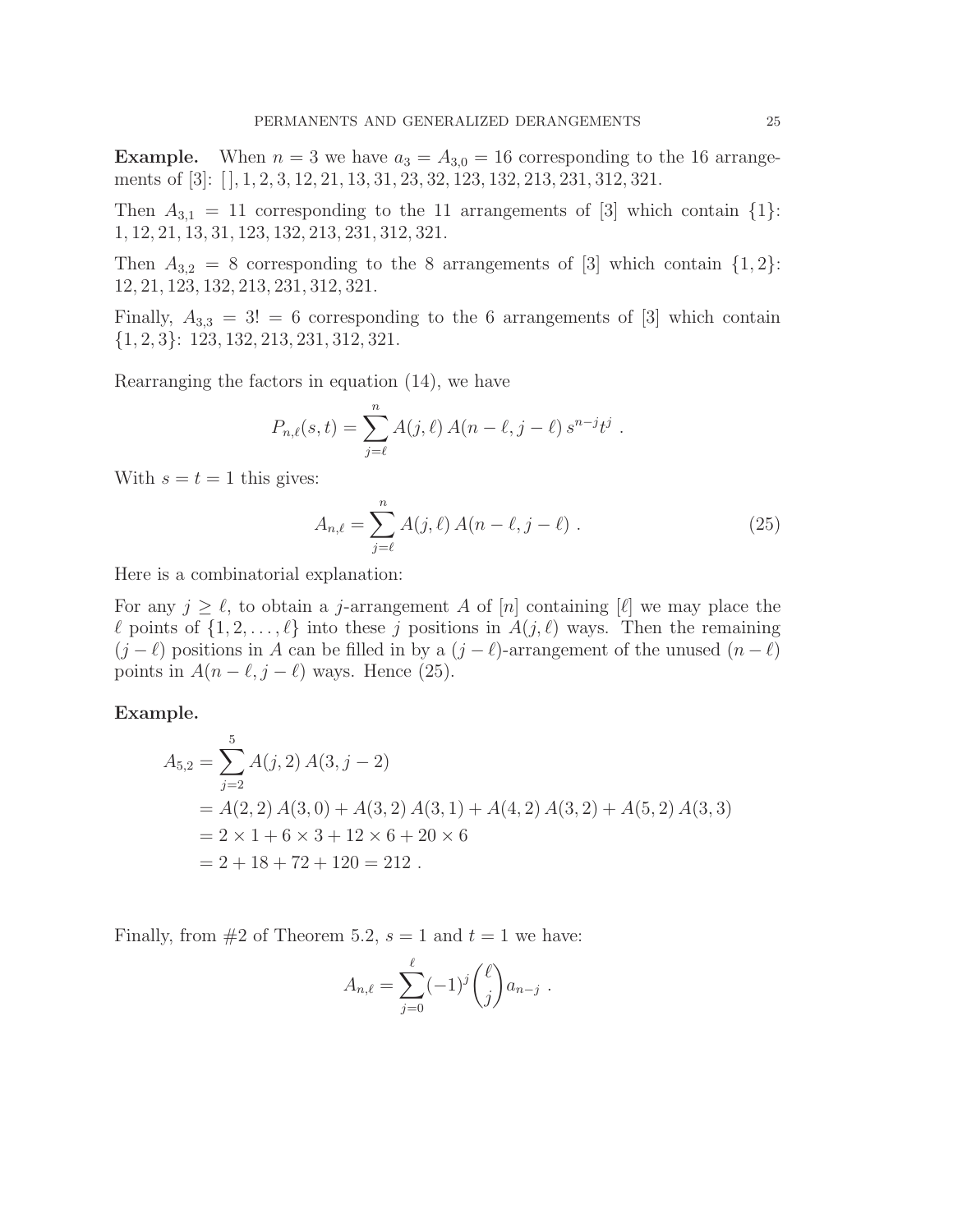**Example.** When $n = 3$ we have $a_3 = A_{3,0} = 16$ corresponding to the 16 arrangements of [3]: [ ], 1, 2, 3, 12, 21, 13, 31, 23, 32, 123, 132, 213, 231, 312, 321.

Then $A_{3,1} = 11$ corresponding to the 11 arrangements of [3] which contain $\{1\}$: 1, 12, 21, 13, 31, 123, 132, 213, 231, 312, 321.

Then $A_{3,2} = 8$ corresponding to the 8 arrangements of [3] which contain $\{1, 2\}$: 12, 21, 123, 132, 213, 231, 312, 321.

Finally, $A_{3,3} = 3! = 6$ corresponding to the 6 arrangements of [3] which contain $\{1, 2, 3\}$: 123, 132, 213, 231, 312, 321.

Rearranging the factors in equation (14), we have

$$P_{n,\ell}(s,t) = \sum_{j=\ell}^{n} A(j,\ell)\, A(n-\ell, j-\ell)\, s^{n-j} t^j \ .$$

With $s = t = 1$ this gives:

$$A_{n,\ell} = \sum_{j=\ell}^{n} A(j,\ell)\, A(n-\ell, j-\ell) \ . \tag{25}$$

Here is a combinatorial explanation:

For any $j \geq \ell$, to obtain a $j$-arrangement $A$ of $[n]$ containing $[\ell]$ we may place the $\ell$ points of $\{1, 2, \ldots, \ell\}$ into these $j$ positions in $A(j, \ell)$ ways. Then the remaining $(j - \ell)$ positions in $A$ can be filled in by a $(j - \ell)$-arrangement of the unused $(n - \ell)$ points in $A(n - \ell, j - \ell)$ ways. Hence (25).

**Example.**

$$\begin{aligned}
A_{5,2} &= \sum_{j=2}^{5} A(j,2)\, A(3, j-2) \\
&= A(2,2)\, A(3,0) + A(3,2)\, A(3,1) + A(4,2)\, A(3,2) + A(5,2)\, A(3,3) \\
&= 2 \times 1 + 6 \times 3 + 12 \times 6 + 20 \times 6 \\
&= 2 + 18 + 72 + 120 = 212 \ .
\end{aligned}$$

Finally, from #2 of Theorem 5.2, $s = 1$ and $t = 1$ we have:

$$A_{n,\ell} = \sum_{j=0}^{\ell} (-1)^j \binom{\ell}{j} a_{n-j} \ .$$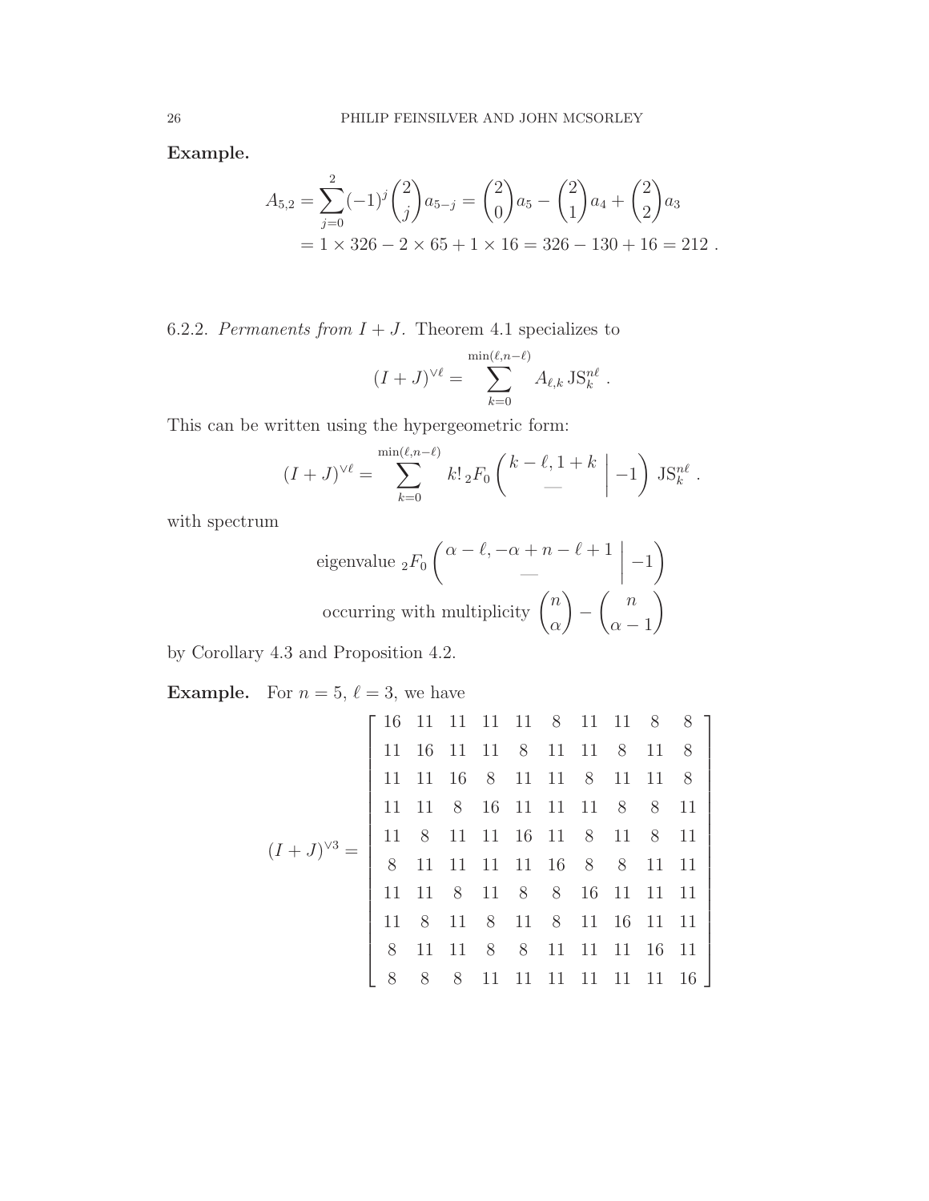**Example.**

$$
\begin{aligned}
A_{5,2} &= \sum_{j=0}^{2} (-1)^j \binom{2}{j} a_{5-j} = \binom{2}{0} a_5 - \binom{2}{1} a_4 + \binom{2}{2} a_3 \\
&= 1 \times 326 - 2 \times 65 + 1 \times 16 = 326 - 130 + 16 = 212 \, .
\end{aligned}
$$

6.2.2. *Permanents from $I + J$.* Theorem 4.1 specializes to

$$
(I+J)^{\vee \ell} = \sum_{k=0}^{\min(\ell, n-\ell)} A_{\ell,k} \, \mathrm{JS}_k^{n\ell} \, .
$$

This can be written using the hypergeometric form:

$$
(I+J)^{\vee \ell} = \sum_{k=0}^{\min(\ell, n-\ell)} k! \, {}_2F_0 \left( \begin{matrix} k-\ell, 1+k \\ - \end{matrix} \,\middle|\, -1 \right) \mathrm{JS}_k^{n\ell} \, .
$$

with spectrum

$$
\text{eigenvalue } {}_2F_0 \left( \begin{matrix} \alpha - \ell, -\alpha + n - \ell + 1 \\ - \end{matrix} \,\middle|\, -1 \right)
$$

$$
\text{occurring with multiplicity } \binom{n}{\alpha} - \binom{n}{\alpha - 1}
$$

by Corollary 4.3 and Proposition 4.2.

**Example.** For $n = 5$, $\ell = 3$, we have

$$
(I+J)^{\vee 3} = \begin{bmatrix}
16 & 11 & 11 & 11 & 11 & 8 & 11 & 11 & 8 & 8 \\
11 & 16 & 11 & 11 & 8 & 11 & 11 & 8 & 11 & 8 \\
11 & 11 & 16 & 8 & 11 & 11 & 8 & 11 & 11 & 8 \\
11 & 11 & 8 & 16 & 11 & 11 & 11 & 8 & 8 & 11 \\
11 & 8 & 11 & 11 & 16 & 11 & 8 & 11 & 8 & 11 \\
8 & 11 & 11 & 11 & 11 & 16 & 8 & 8 & 11 & 11 \\
11 & 11 & 8 & 11 & 8 & 8 & 16 & 11 & 11 & 11 \\
11 & 8 & 11 & 8 & 11 & 8 & 11 & 16 & 11 & 11 \\
8 & 11 & 11 & 8 & 8 & 11 & 11 & 11 & 16 & 11 \\
8 & 8 & 8 & 11 & 11 & 11 & 11 & 11 & 11 & 16
\end{bmatrix}
$$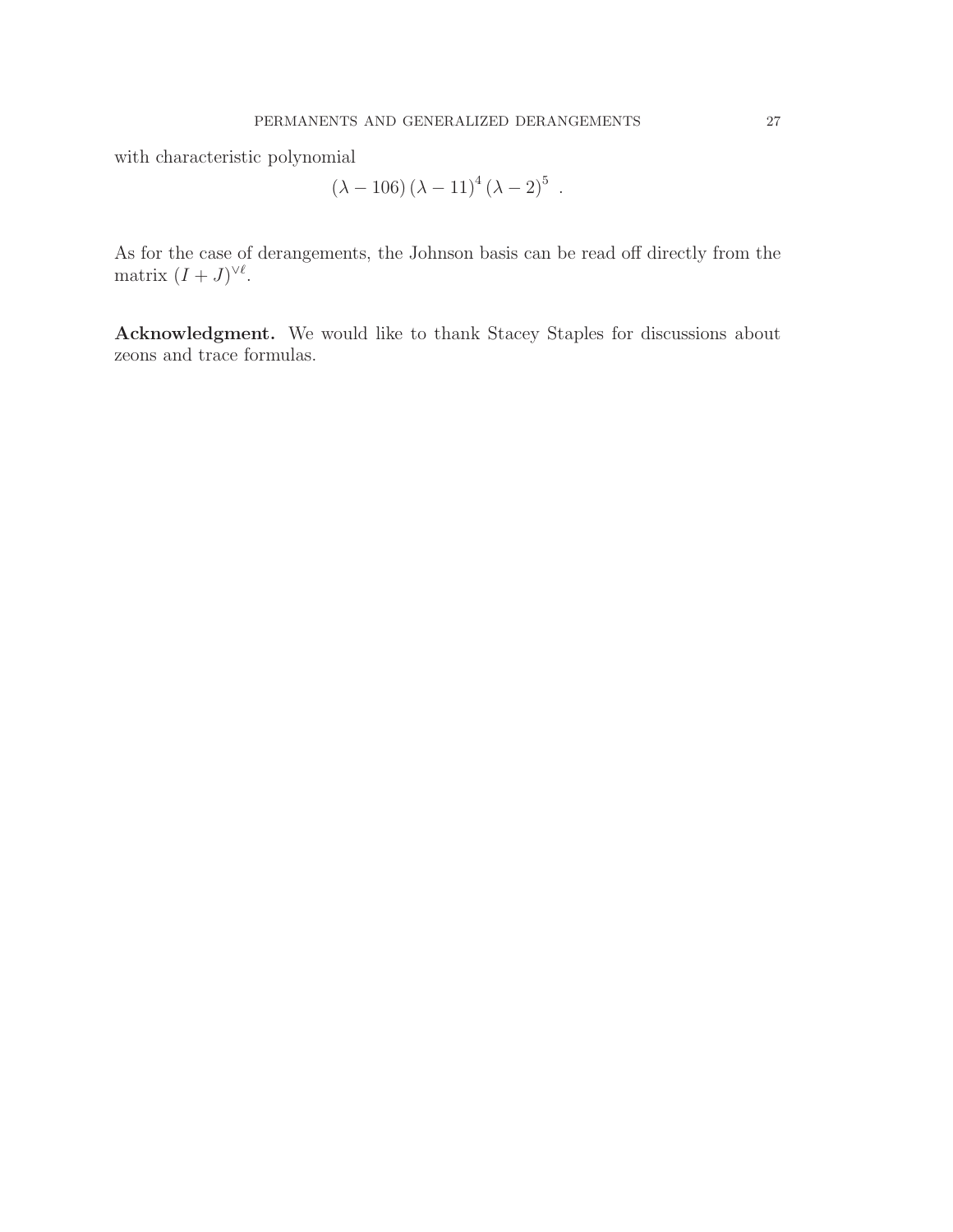with characteristic polynomial

$$(\lambda - 106)\,(\lambda - 11)^4\,(\lambda - 2)^5 \ .$$

As for the case of derangements, the Johnson basis can be read off directly from the matrix $(I+J)^{\vee \ell}$.

**Acknowledgment.** We would like to thank Stacey Staples for discussions about zeons and trace formulas.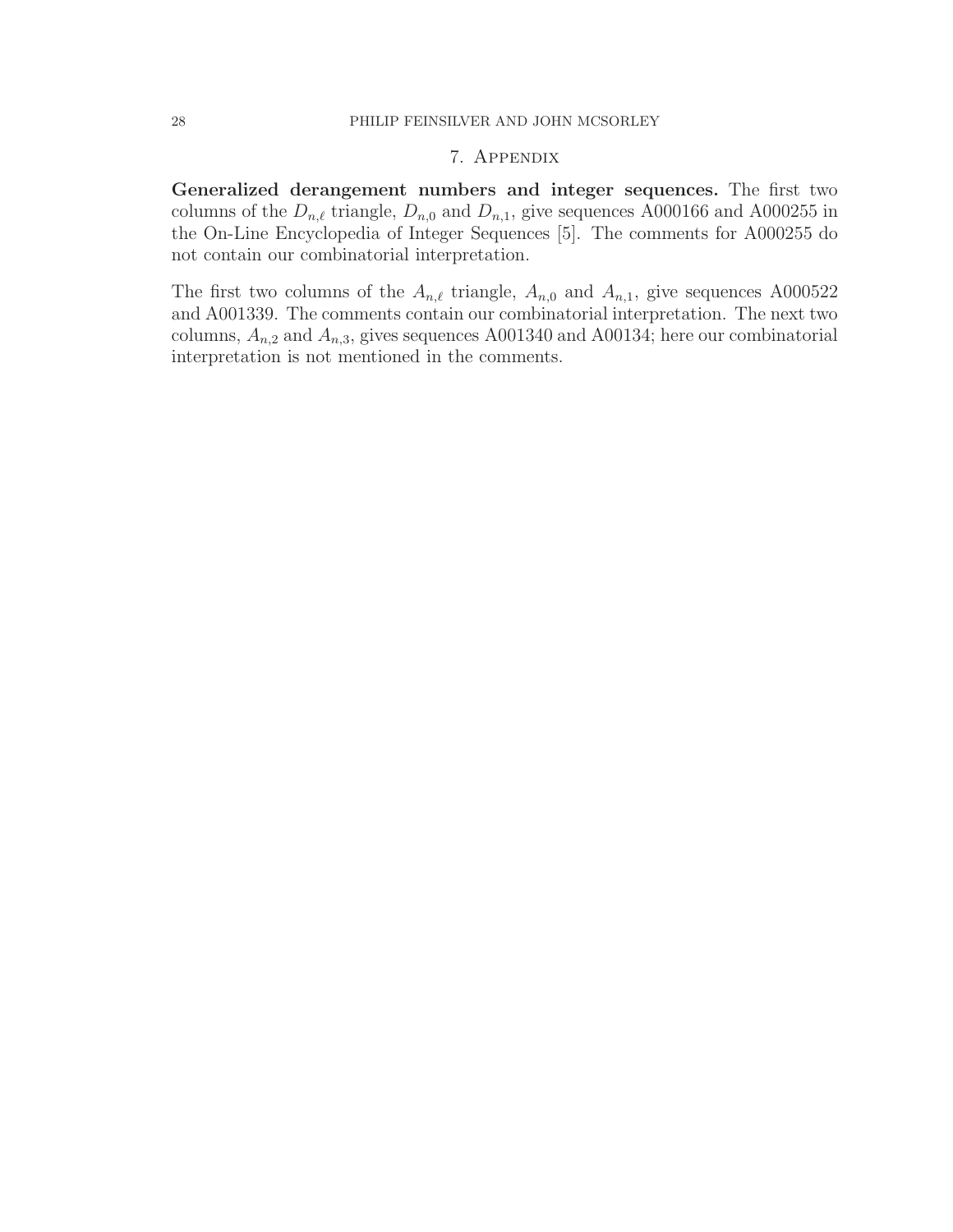## 7. Appendix

**Generalized derangement numbers and integer sequences.** The first two columns of the $D_{n,\ell}$ triangle, $D_{n,0}$ and $D_{n,1}$, give sequences A000166 and A000255 in the On-Line Encyclopedia of Integer Sequences [5]. The comments for A000255 do not contain our combinatorial interpretation.

The first two columns of the $A_{n,\ell}$ triangle, $A_{n,0}$ and $A_{n,1}$, give sequences A000522 and A001339. The comments contain our combinatorial interpretation. The next two columns, $A_{n,2}$ and $A_{n,3}$, gives sequences A001340 and A00134; here our combinatorial interpretation is not mentioned in the comments.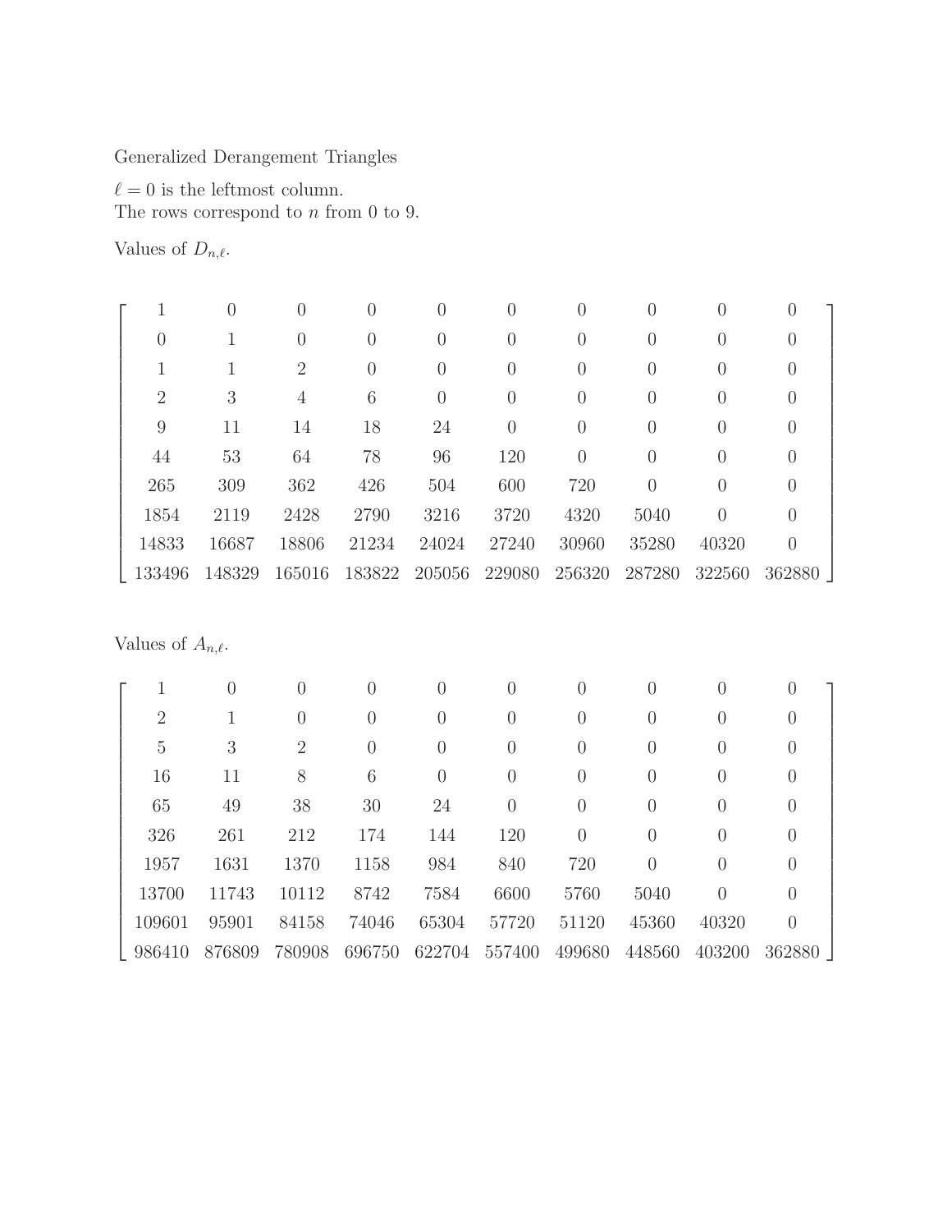Generalized Derangement Triangles

$\ell = 0$ is the leftmost column.
The rows correspond to $n$ from 0 to 9.

Values of $D_{n,\ell}$.

$$
\begin{bmatrix}
1 & 0 & 0 & 0 & 0 & 0 & 0 & 0 & 0 & 0 \\
0 & 1 & 0 & 0 & 0 & 0 & 0 & 0 & 0 & 0 \\
1 & 1 & 2 & 0 & 0 & 0 & 0 & 0 & 0 & 0 \\
2 & 3 & 4 & 6 & 0 & 0 & 0 & 0 & 0 & 0 \\
9 & 11 & 14 & 18 & 24 & 0 & 0 & 0 & 0 & 0 \\
44 & 53 & 64 & 78 & 96 & 120 & 0 & 0 & 0 & 0 \\
265 & 309 & 362 & 426 & 504 & 600 & 720 & 0 & 0 & 0 \\
1854 & 2119 & 2428 & 2790 & 3216 & 3720 & 4320 & 5040 & 0 & 0 \\
14833 & 16687 & 18806 & 21234 & 24024 & 27240 & 30960 & 35280 & 40320 & 0 \\
133496 & 148329 & 165016 & 183822 & 205056 & 229080 & 256320 & 287280 & 322560 & 362880
\end{bmatrix}
$$

Values of $A_{n,\ell}$.

$$
\begin{bmatrix}
1 & 0 & 0 & 0 & 0 & 0 & 0 & 0 & 0 & 0 \\
2 & 1 & 0 & 0 & 0 & 0 & 0 & 0 & 0 & 0 \\
5 & 3 & 2 & 0 & 0 & 0 & 0 & 0 & 0 & 0 \\
16 & 11 & 8 & 6 & 0 & 0 & 0 & 0 & 0 & 0 \\
65 & 49 & 38 & 30 & 24 & 0 & 0 & 0 & 0 & 0 \\
326 & 261 & 212 & 174 & 144 & 120 & 0 & 0 & 0 & 0 \\
1957 & 1631 & 1370 & 1158 & 984 & 840 & 720 & 0 & 0 & 0 \\
13700 & 11743 & 10112 & 8742 & 7584 & 6600 & 5760 & 5040 & 0 & 0 \\
109601 & 95901 & 84158 & 74046 & 65304 & 57720 & 51120 & 45360 & 40320 & 0 \\
986410 & 876809 & 780908 & 696750 & 622704 & 557400 & 499680 & 448560 & 403200 & 362880
\end{bmatrix}
$$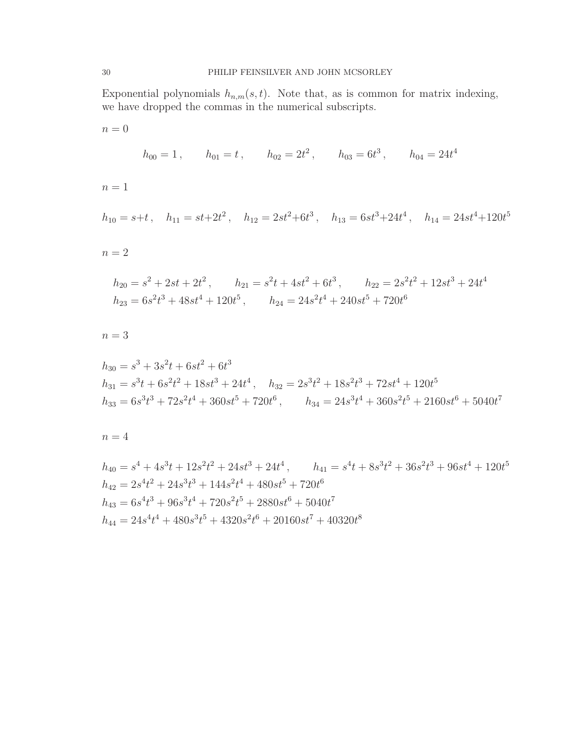Exponential polynomials $h_{n,m}(s,t)$. Note that, as is common for matrix indexing, we have dropped the commas in the numerical subscripts.

$n = 0$

$$h_{00} = 1\,, \qquad h_{01} = t\,, \qquad h_{02} = 2t^2\,, \qquad h_{03} = 6t^3\,, \qquad h_{04} = 24t^4$$

$n = 1$

$$h_{10} = s+t\,, \quad h_{11} = st+2t^2\,, \quad h_{12} = 2st^2+6t^3\,, \quad h_{13} = 6st^3+24t^4\,, \quad h_{14} = 24st^4+120t^5$$

$n = 2$

$$h_{20} = s^2 + 2st + 2t^2\,, \qquad h_{21} = s^2t + 4st^2 + 6t^3\,, \qquad h_{22} = 2s^2t^2 + 12st^3 + 24t^4$$
$$h_{23} = 6s^2t^3 + 48st^4 + 120t^5\,, \qquad h_{24} = 24s^2t^4 + 240st^5 + 720t^6$$

$n = 3$

$$h_{30} = s^3 + 3s^2t + 6st^2 + 6t^3$$
$$h_{31} = s^3t + 6s^2t^2 + 18st^3 + 24t^4\,, \quad h_{32} = 2s^3t^2 + 18s^2t^3 + 72st^4 + 120t^5$$
$$h_{33} = 6s^3t^3 + 72s^2t^4 + 360st^5 + 720t^6\,, \qquad h_{34} = 24s^3t^4 + 360s^2t^5 + 2160st^6 + 5040t^7$$

$n = 4$

$$h_{40} = s^4 + 4s^3t + 12s^2t^2 + 24st^3 + 24t^4\,, \qquad h_{41} = s^4t + 8s^3t^2 + 36s^2t^3 + 96st^4 + 120t^5$$
$$h_{42} = 2s^4t^2 + 24s^3t^3 + 144s^2t^4 + 480st^5 + 720t^6$$
$$h_{43} = 6s^4t^3 + 96s^3t^4 + 720s^2t^5 + 2880st^6 + 5040t^7$$
$$h_{44} = 24s^4t^4 + 480s^3t^5 + 4320s^2t^6 + 20160st^7 + 40320t^8$$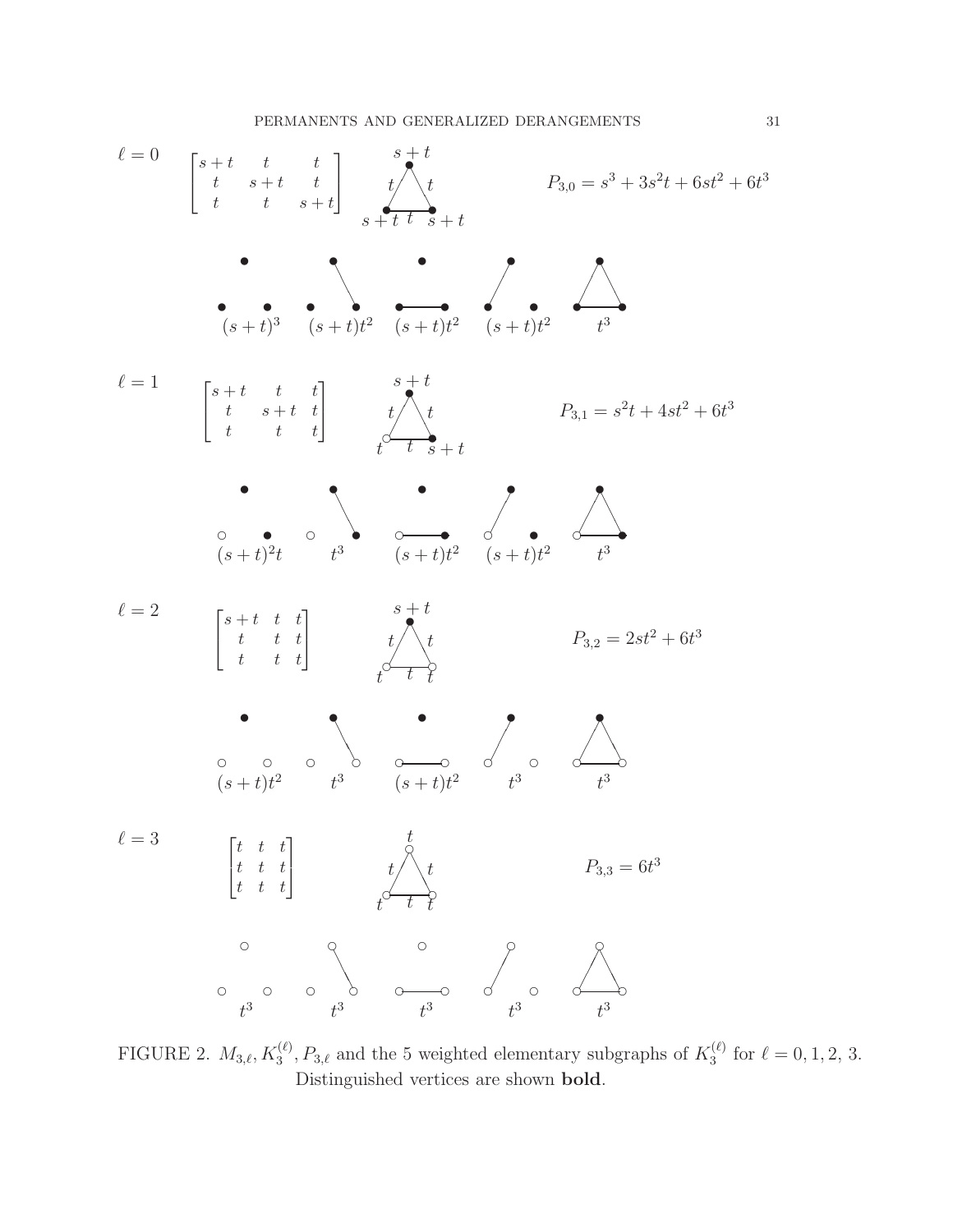$\ell = 0$

$$\begin{bmatrix} s+t & t & t \\ t & s+t & t \\ t & t & s+t \end{bmatrix}$$

$$P_{3,0} = s^3 + 3s^2t + 6st^2 + 6t^3$$

$(s+t)^3 \quad (s+t)t^2 \quad (s+t)t^2 \quad (s+t)t^2 \quad t^3$

$\ell = 1$

$$\begin{bmatrix} s+t & t & t \\ t & s+t & t \\ t & t & t \end{bmatrix}$$

$$P_{3,1} = s^2t + 4st^2 + 6t^3$$

$(s+t)^2t \quad t^3 \quad (s+t)t^2 \quad (s+t)t^2 \quad t^3$

$\ell = 2$

$$\begin{bmatrix} s+t & t & t \\ t & t & t \\ t & t & t \end{bmatrix}$$

$$P_{3,2} = 2st^2 + 6t^3$$

$(s+t)t^2 \quad t^3 \quad (s+t)t^2 \quad t^3 \quad t^3$

$\ell = 3$

$$\begin{bmatrix} t & t & t \\ t & t & t \\ t & t & t \end{bmatrix}$$

$$P_{3,3} = 6t^3$$

$t^3 \quad t^3 \quad t^3 \quad t^3 \quad t^3$

FIGURE 2. $M_{3,\ell}, K_3^{(\ell)}, P_{3,\ell}$ and the 5 weighted elementary subgraphs of $K_3^{(\ell)}$ for $\ell = 0, 1, 2, 3$. Distinguished vertices are shown **bold**.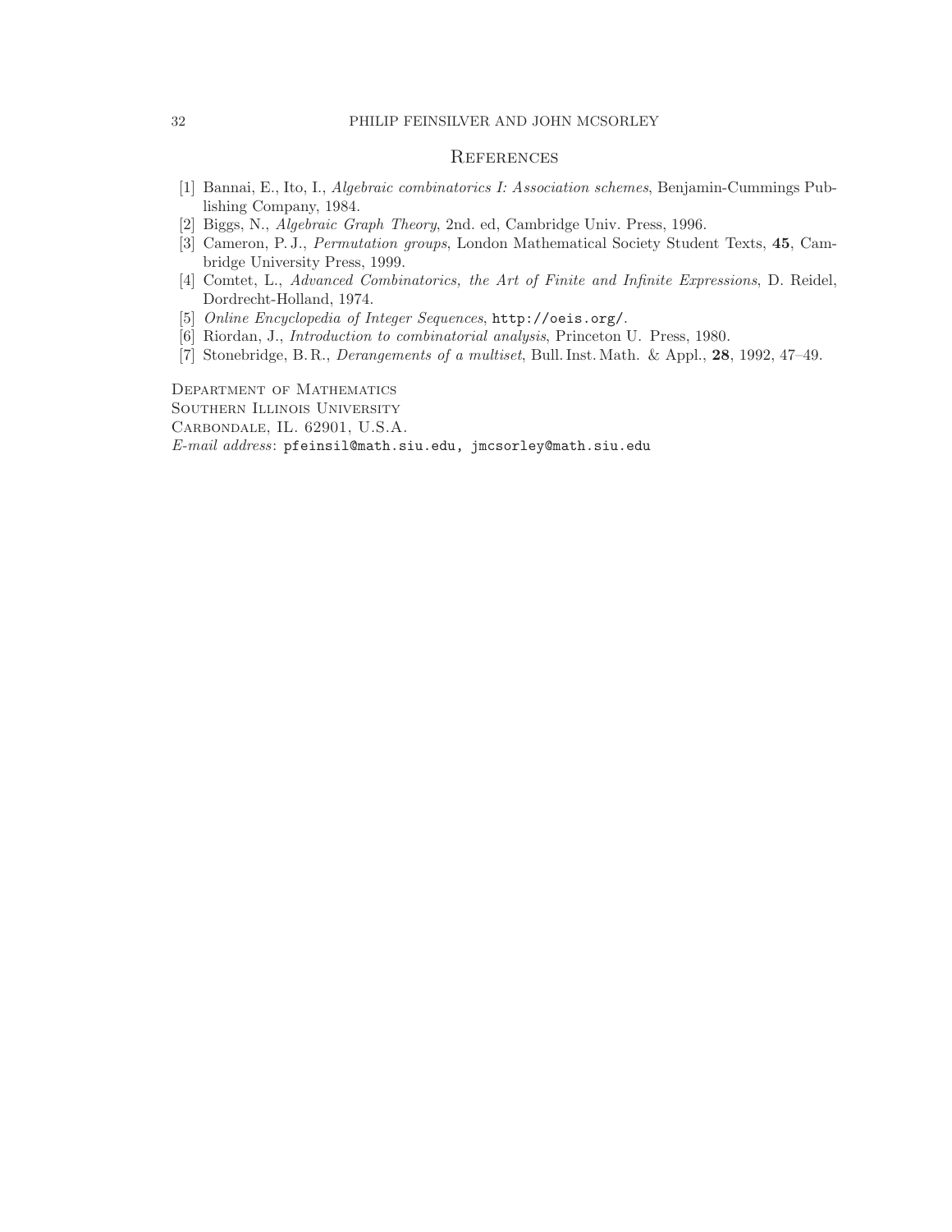## References

[1] Bannai, E., Ito, I., *Algebraic combinatorics I: Association schemes*, Benjamin-Cummings Publishing Company, 1984.

[2] Biggs, N., *Algebraic Graph Theory*, 2nd. ed, Cambridge Univ. Press, 1996.

[3] Cameron, P. J., *Permutation groups*, London Mathematical Society Student Texts, **45**, Cambridge University Press, 1999.

[4] Comtet, L., *Advanced Combinatorics, the Art of Finite and Infinite Expressions*, D. Reidel, Dordrecht-Holland, 1974.

[5] *Online Encyclopedia of Integer Sequences*, `http://oeis.org/`.

[6] Riordan, J., *Introduction to combinatorial analysis*, Princeton U. Press, 1980.

[7] Stonebridge, B. R., *Derangements of a multiset*, Bull. Inst. Math. & Appl., **28**, 1992, 47–49.

Department of Mathematics
Southern Illinois University
Carbondale, IL. 62901, U.S.A.
*E-mail address*: `pfeinsil@math.siu.edu, jmcsorley@math.siu.edu`